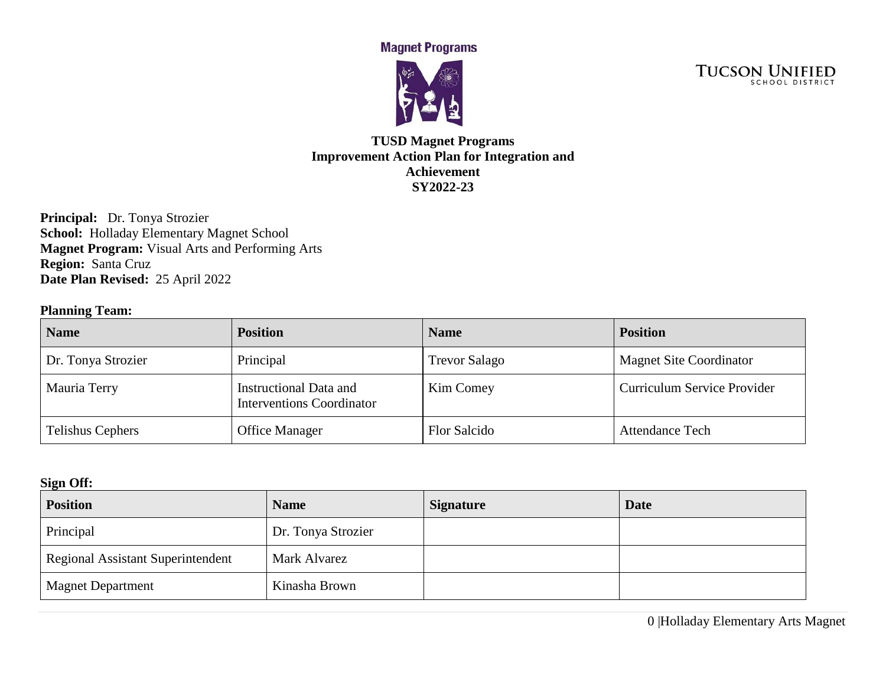Magnet Programs

TUCSON UNIFIED SCHOOL DISTRICT

# TUSD Magnet Programs Improvement Action Plan for Integration and Achievement SY2022-23

**Principal:** Dr. Tonya Strozier
**School:** Holladay Elementary Magnet School
**Magnet Program:** Visual Arts and Performing Arts
**Region:** Santa Cruz
**Date Plan Revised:** 25 April 2022

**Planning Team:**

| Name | Position | Name | Position |
| --- | --- | --- | --- |
| Dr. Tonya Strozier | Principal | Trevor Salago | Magnet Site Coordinator |
| Mauria Terry | Instructional Data and Interventions Coordinator | Kim Comey | Curriculum Service Provider |
| Telishus Cephers | Office Manager | Flor Salcido | Attendance Tech |

**Sign Off:**

| Position | Name | Signature | Date |
| --- | --- | --- | --- |
| Principal | Dr. Tonya Strozier | | |
| Regional Assistant Superintendent | Mark Alvarez | | |
| Magnet Department | Kinasha Brown | | |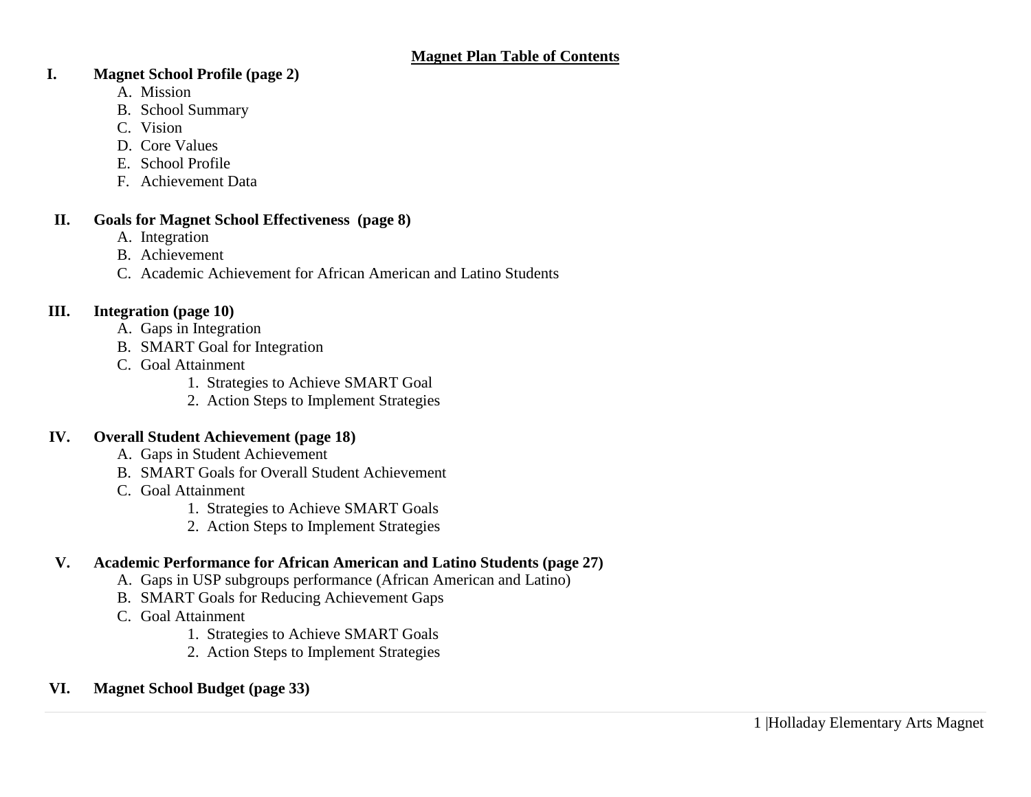# Magnet Plan Table of Contents

**I. Magnet School Profile (page 2)**

A. Mission
B. School Summary
C. Vision
D. Core Values
E. School Profile
F. Achievement Data

**II. Goals for Magnet School Effectiveness (page 8)**

A. Integration
B. Achievement
C. Academic Achievement for African American and Latino Students

**III. Integration (page 10)**

A. Gaps in Integration
B. SMART Goal for Integration
C. Goal Attainment
   1. Strategies to Achieve SMART Goal
   2. Action Steps to Implement Strategies

**IV. Overall Student Achievement (page 18)**

A. Gaps in Student Achievement
B. SMART Goals for Overall Student Achievement
C. Goal Attainment
   1. Strategies to Achieve SMART Goals
   2. Action Steps to Implement Strategies

**V. Academic Performance for African American and Latino Students (page 27)**

A. Gaps in USP subgroups performance (African American and Latino)
B. SMART Goals for Reducing Achievement Gaps
C. Goal Attainment
   1. Strategies to Achieve SMART Goals
   2. Action Steps to Implement Strategies

**VI. Magnet School Budget (page 33)**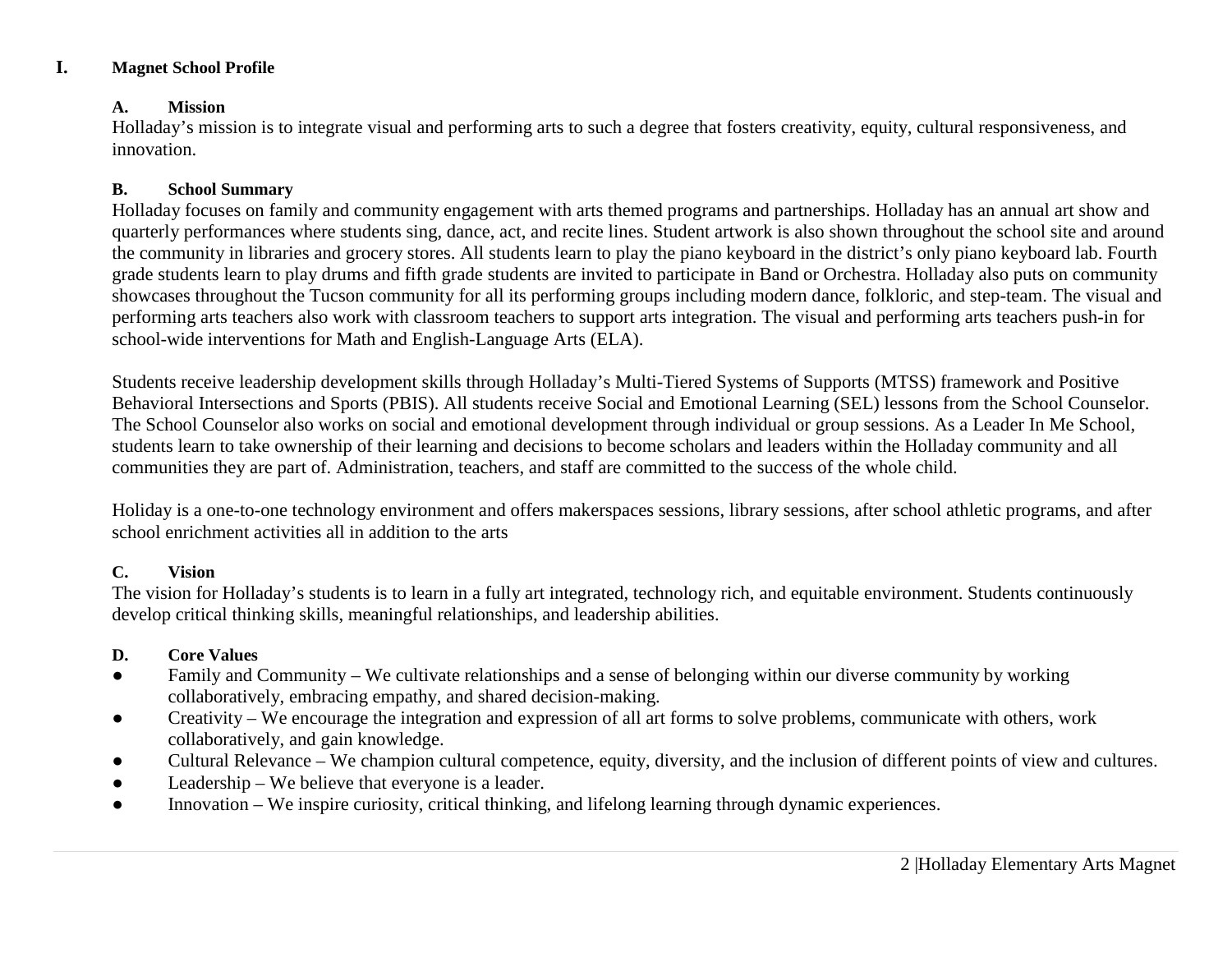# I. Magnet School Profile

### A. Mission

Holladay's mission is to integrate visual and performing arts to such a degree that fosters creativity, equity, cultural responsiveness, and innovation.

### B. School Summary

Holladay focuses on family and community engagement with arts themed programs and partnerships. Holladay has an annual art show and quarterly performances where students sing, dance, act, and recite lines. Student artwork is also shown throughout the school site and around the community in libraries and grocery stores. All students learn to play the piano keyboard in the district's only piano keyboard lab. Fourth grade students learn to play drums and fifth grade students are invited to participate in Band or Orchestra. Holladay also puts on community showcases throughout the Tucson community for all its performing groups including modern dance, folkloric, and step-team. The visual and performing arts teachers also work with classroom teachers to support arts integration. The visual and performing arts teachers push-in for school-wide interventions for Math and English-Language Arts (ELA).

Students receive leadership development skills through Holladay's Multi-Tiered Systems of Supports (MTSS) framework and Positive Behavioral Intersections and Sports (PBIS). All students receive Social and Emotional Learning (SEL) lessons from the School Counselor. The School Counselor also works on social and emotional development through individual or group sessions. As a Leader In Me School, students learn to take ownership of their learning and decisions to become scholars and leaders within the Holladay community and all communities they are part of. Administration, teachers, and staff are committed to the success of the whole child.

Holiday is a one-to-one technology environment and offers makerspaces sessions, library sessions, after school athletic programs, and after school enrichment activities all in addition to the arts

### C. Vision

The vision for Holladay's students is to learn in a fully art integrated, technology rich, and equitable environment. Students continuously develop critical thinking skills, meaningful relationships, and leadership abilities.

### D. Core Values

- Family and Community – We cultivate relationships and a sense of belonging within our diverse community by working collaboratively, embracing empathy, and shared decision-making.
- Creativity – We encourage the integration and expression of all art forms to solve problems, communicate with others, work collaboratively, and gain knowledge.
- Cultural Relevance – We champion cultural competence, equity, diversity, and the inclusion of different points of view and cultures.
- Leadership – We believe that everyone is a leader.
- Innovation – We inspire curiosity, critical thinking, and lifelong learning through dynamic experiences.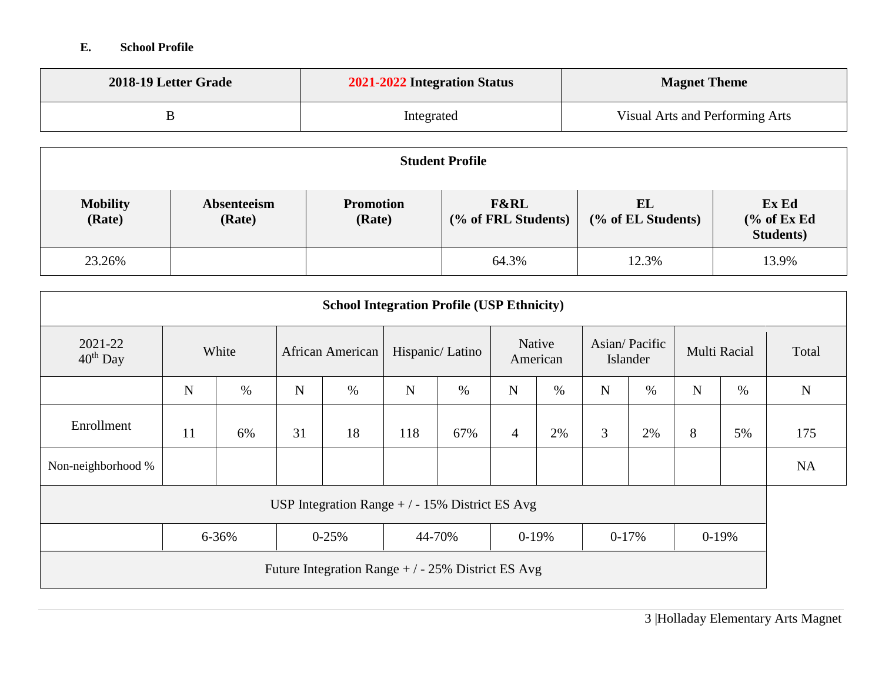**E. School Profile**

| 2018-19 Letter Grade | 2021-2022 Integration Status | Magnet Theme |
|---|---|---|
| B | Integrated | Visual Arts and Performing Arts |

| Student Profile | | | | | |
|---|---|---|---|---|---|
| **Mobility (Rate)** | **Absenteeism (Rate)** | **Promotion (Rate)** | **F&RL (% of FRL Students)** | **EL (% of EL Students)** | **Ex Ed (% of Ex Ed Students)** |
| 23.26% | | | 64.3% | 12.3% | 13.9% |

| School Integration Profile (USP Ethnicity) | | | | | | | | | | | | | |
|---|---|---|---|---|---|---|---|---|---|---|---|---|---|
| 2021-22 40th Day | White | | African American | | Hispanic/ Latino | | Native American | | Asian/ Pacific Islander | | Multi Racial | | Total |
| | N | % | N | % | N | % | N | % | N | % | N | % | N |
| Enrollment | 11 | 6% | 31 | 18 | 118 | 67% | 4 | 2% | 3 | 2% | 8 | 5% | 175 |
| Non-neighborhood % | | | | | | | | | | | | | NA |
| USP Integration Range + / - 15% District ES Avg | | | | | | | | | | | | | |
| | 6-36% | | 0-25% | | 44-70% | | 0-19% | | 0-17% | | 0-19% | | |
| Future Integration Range + / - 25% District ES Avg | | | | | | | | | | | | | |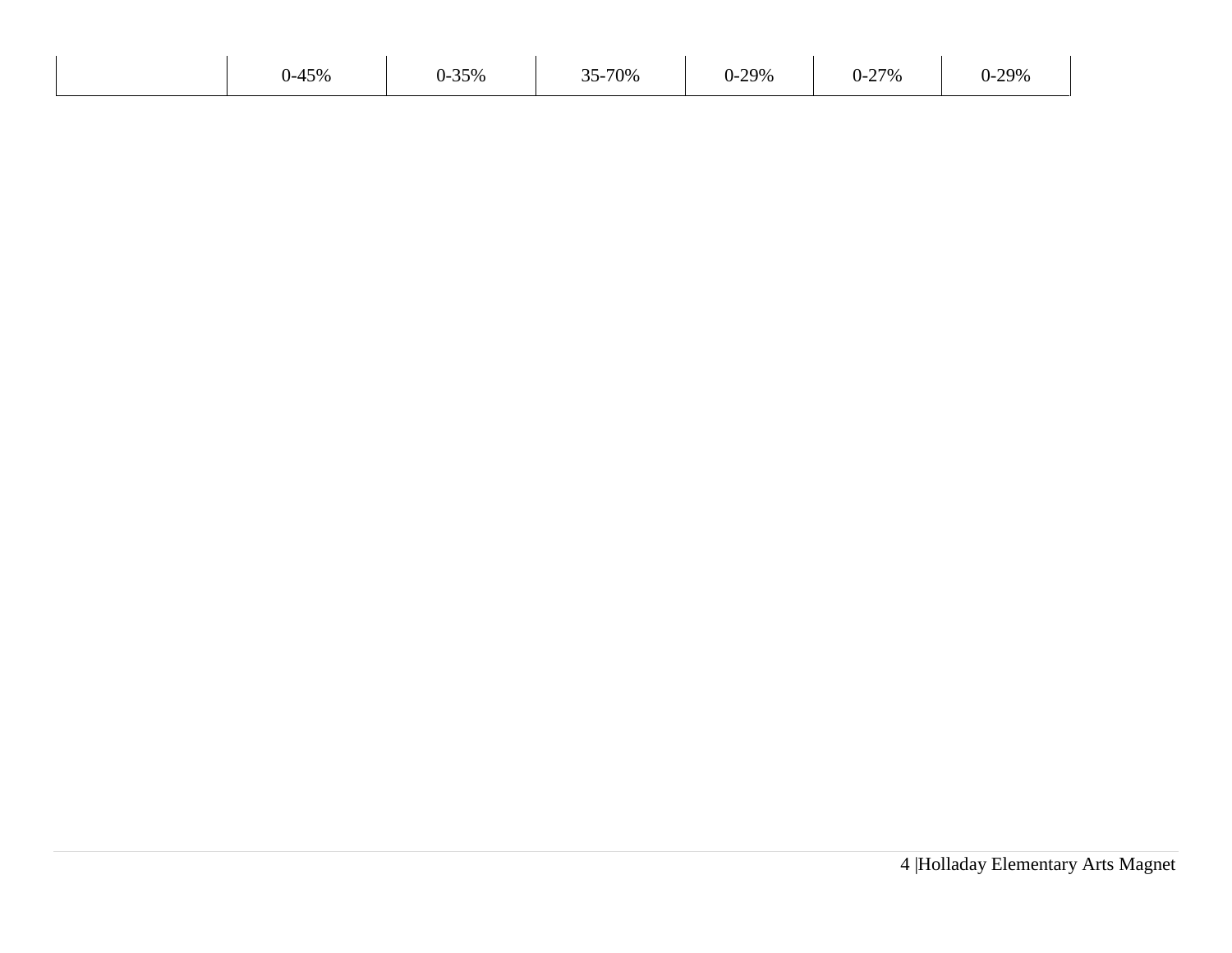| | | | | | | |
|---|---|---|---|---|---|---|
| | 0-45% | 0-35% | 35-70% | 0-29% | 0-27% | 0-29% |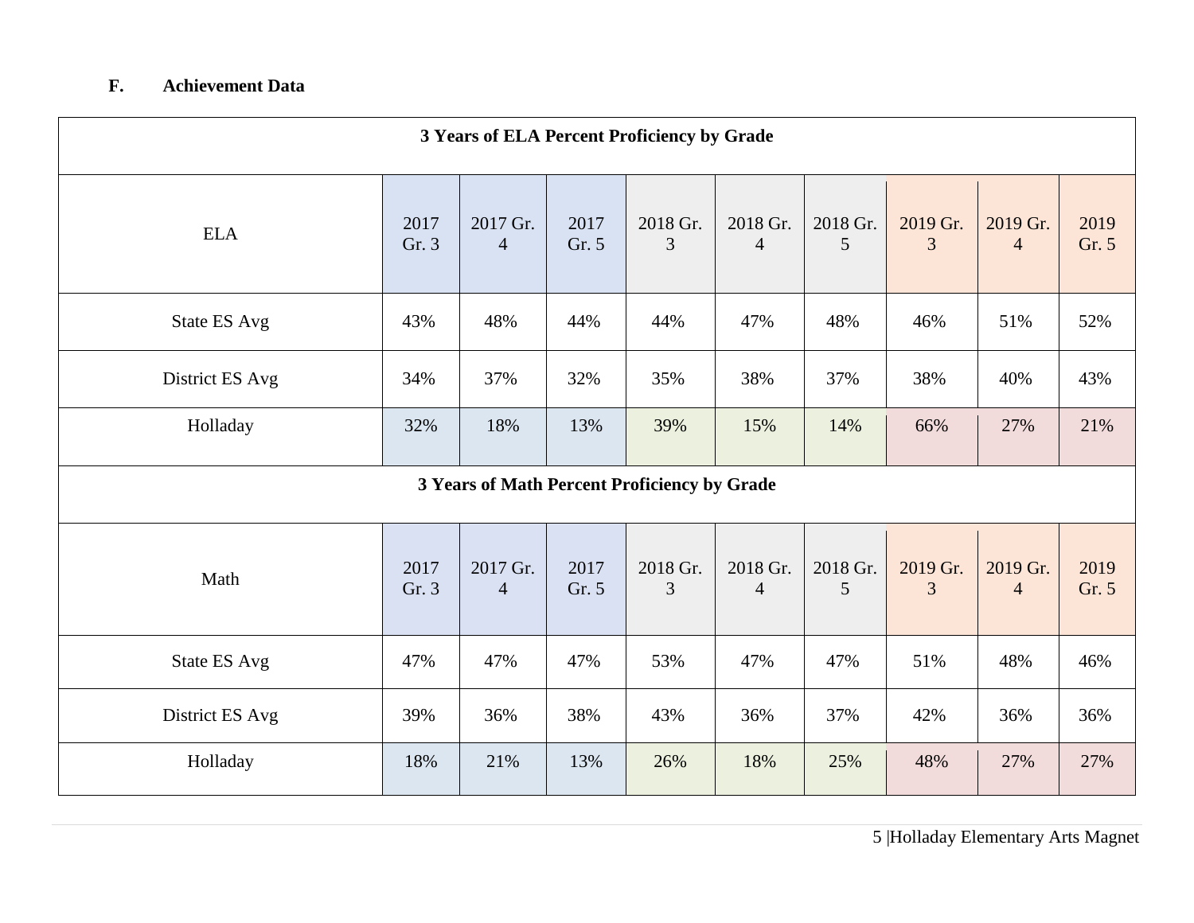### F. Achievement Data

| 3 Years of ELA Percent Proficiency by Grade | | | | | | | | | |
|---|---|---|---|---|---|---|---|---|---|
| ELA | 2017 Gr. 3 | 2017 Gr. 4 | 2017 Gr. 5 | 2018 Gr. 3 | 2018 Gr. 4 | 2018 Gr. 5 | 2019 Gr. 3 | 2019 Gr. 4 | 2019 Gr. 5 |
| State ES Avg | 43% | 48% | 44% | 44% | 47% | 48% | 46% | 51% | 52% |
| District ES Avg | 34% | 37% | 32% | 35% | 38% | 37% | 38% | 40% | 43% |
| Holladay | 32% | 18% | 13% | 39% | 15% | 14% | 66% | 27% | 21% |

| 3 Years of Math Percent Proficiency by Grade | | | | | | | | | |
|---|---|---|---|---|---|---|---|---|---|
| Math | 2017 Gr. 3 | 2017 Gr. 4 | 2017 Gr. 5 | 2018 Gr. 3 | 2018 Gr. 4 | 2018 Gr. 5 | 2019 Gr. 3 | 2019 Gr. 4 | 2019 Gr. 5 |
| State ES Avg | 47% | 47% | 47% | 53% | 47% | 47% | 51% | 48% | 46% |
| District ES Avg | 39% | 36% | 38% | 43% | 36% | 37% | 42% | 36% | 36% |
| Holladay | 18% | 21% | 13% | 26% | 18% | 25% | 48% | 27% | 27% |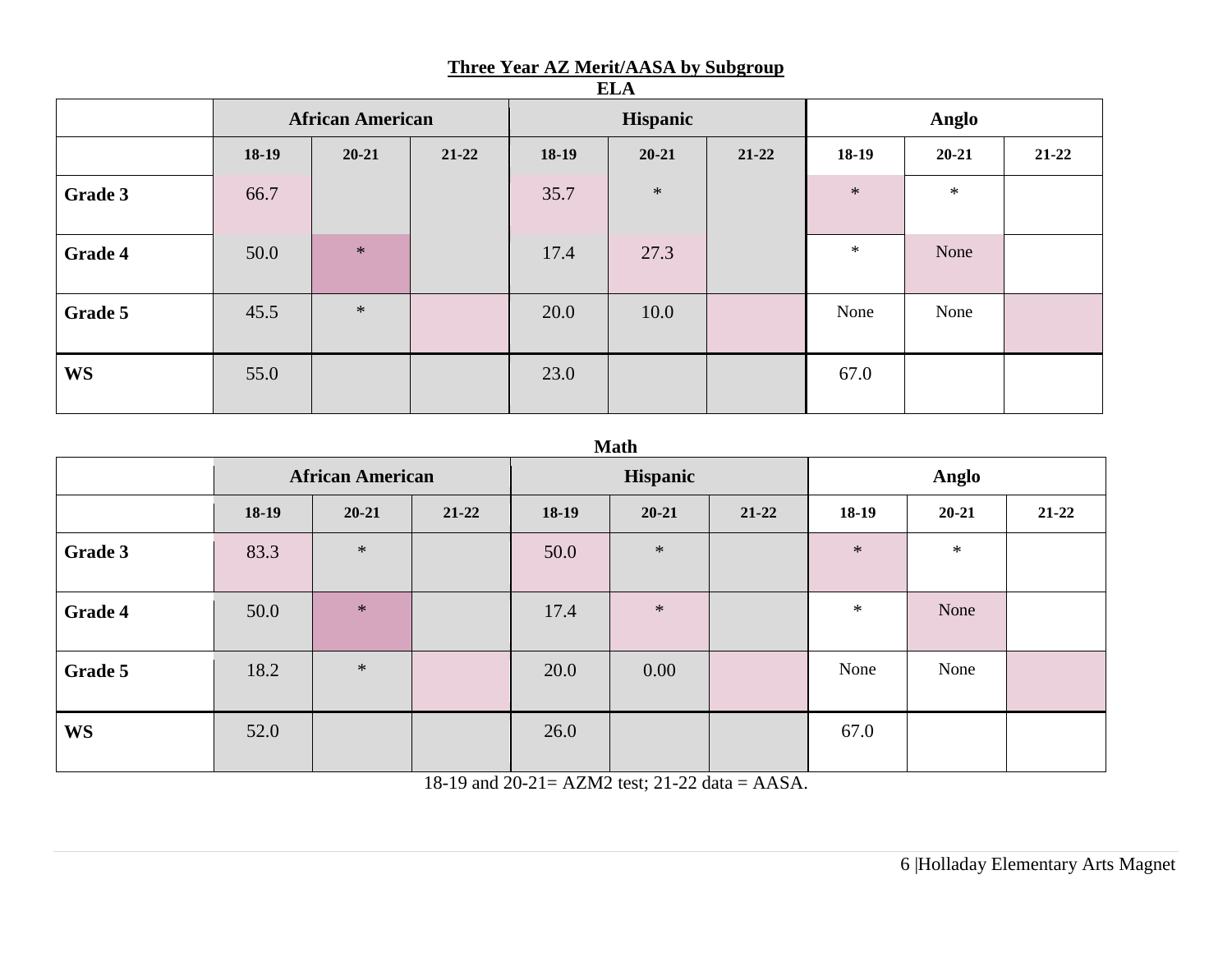## Three Year AZ Merit/AASA by Subgroup

### ELA

| | African American | | | Hispanic | | | Anglo | | |
|---|---|---|---|---|---|---|---|---|---|
| | 18-19 | 20-21 | 21-22 | 18-19 | 20-21 | 21-22 | 18-19 | 20-21 | 21-22 |
| **Grade 3** | 66.7 | | | 35.7 | * | | * | * | |
| **Grade 4** | 50.0 | * | | 17.4 | 27.3 | | * | None | |
| **Grade 5** | 45.5 | * | | 20.0 | 10.0 | | None | None | |
| **WS** | 55.0 | | | 23.0 | | | 67.0 | | |

### Math

| | African American | | | Hispanic | | | Anglo | | |
|---|---|---|---|---|---|---|---|---|---|
| | 18-19 | 20-21 | 21-22 | 18-19 | 20-21 | 21-22 | 18-19 | 20-21 | 21-22 |
| **Grade 3** | 83.3 | * | | 50.0 | * | | * | * | |
| **Grade 4** | 50.0 | * | | 17.4 | * | | * | None | |
| **Grade 5** | 18.2 | * | | 20.0 | 0.00 | | None | None | |
| **WS** | 52.0 | | | 26.0 | | | 67.0 | | |

18-19 and 20-21= AZM2 test; 21-22 data = AASA.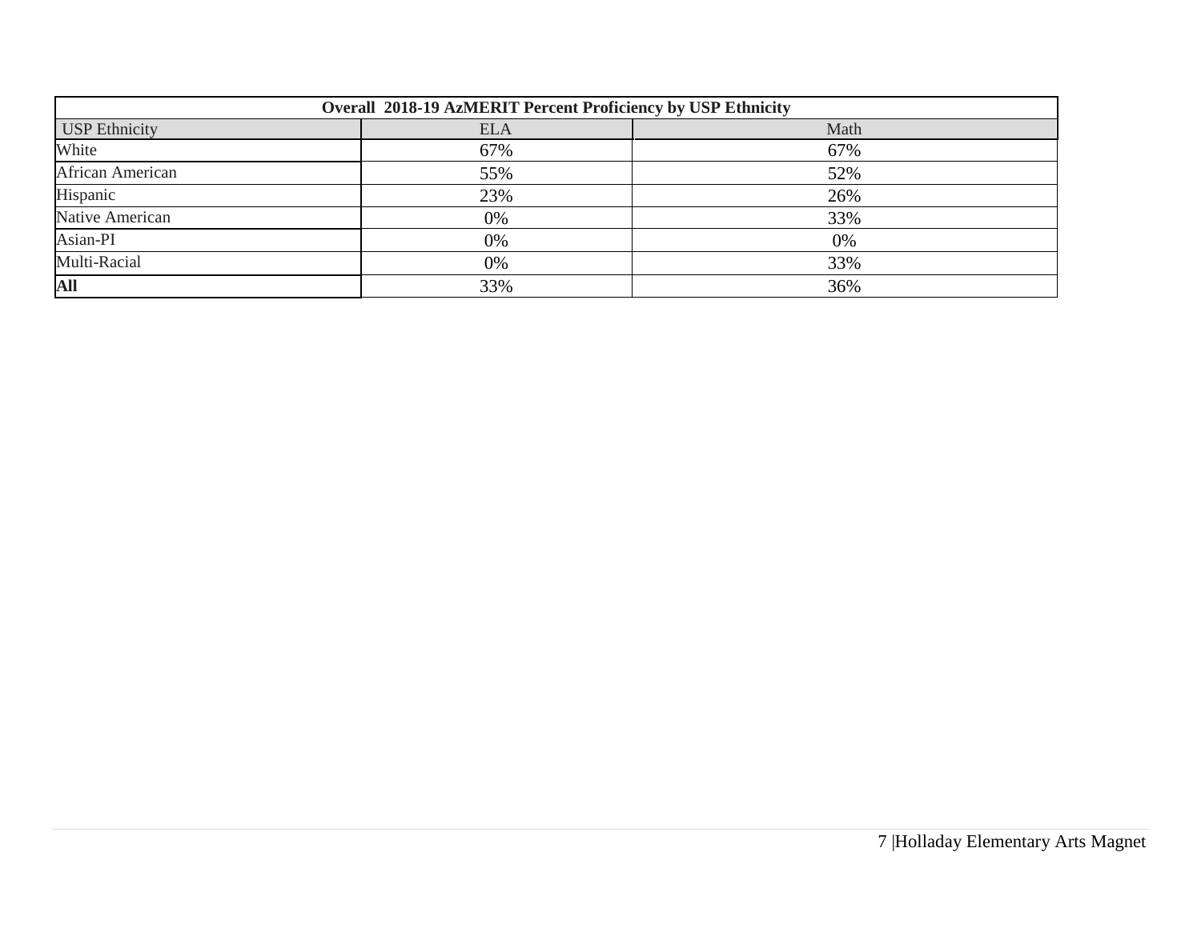| Overall 2018-19 AzMERIT Percent Proficiency by USP Ethnicity | | |
|---|---|---|
| USP Ethnicity | ELA | Math |
| White | 67% | 67% |
| African American | 55% | 52% |
| Hispanic | 23% | 26% |
| Native American | 0% | 33% |
| Asian-PI | 0% | 0% |
| Multi-Racial | 0% | 33% |
| **All** | 33% | 36% |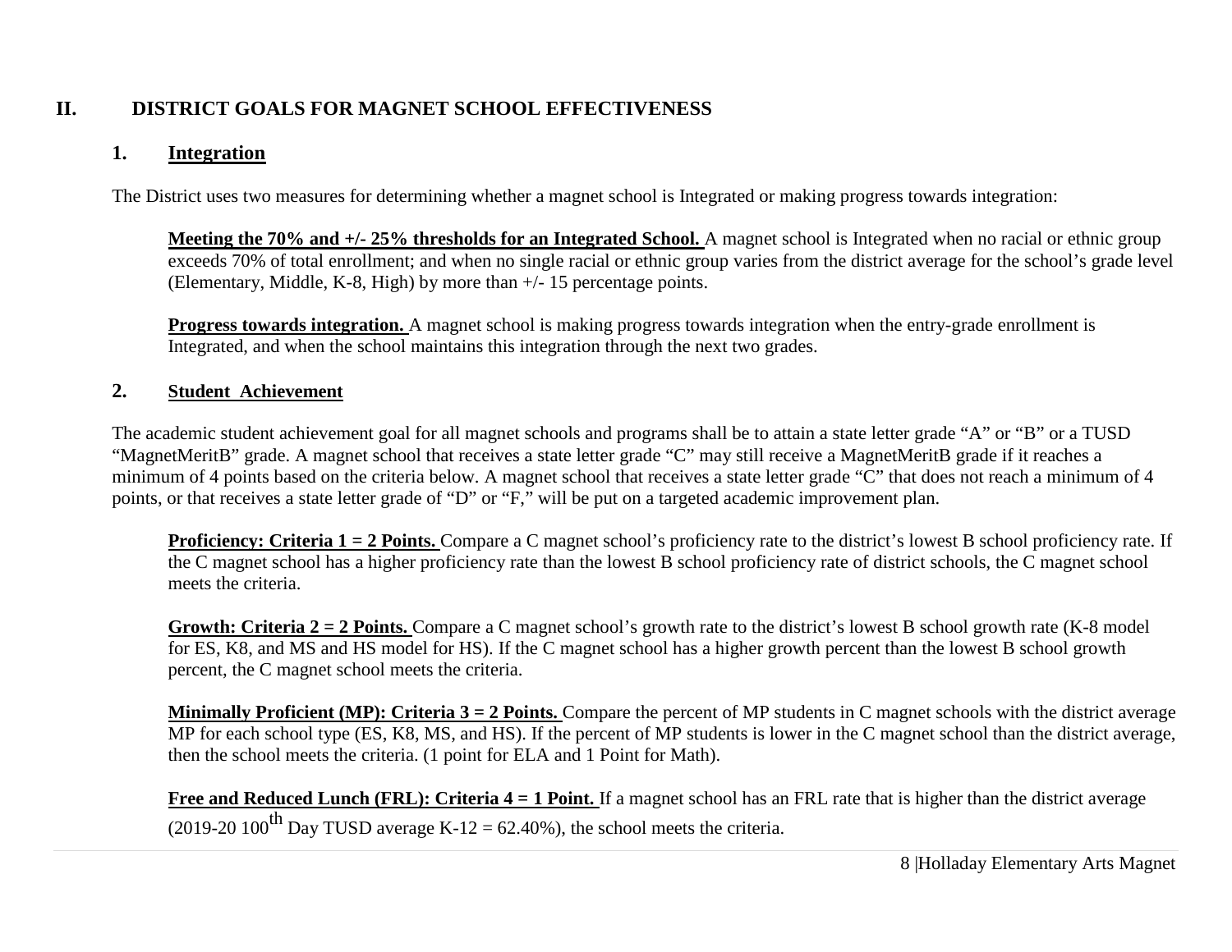## II. DISTRICT GOALS FOR MAGNET SCHOOL EFFECTIVENESS

### 1. Integration

The District uses two measures for determining whether a magnet school is Integrated or making progress towards integration:

**Meeting the 70% and +/- 25% thresholds for an Integrated School.** A magnet school is Integrated when no racial or ethnic group exceeds 70% of total enrollment; and when no single racial or ethnic group varies from the district average for the school's grade level (Elementary, Middle, K-8, High) by more than +/- 15 percentage points.

**Progress towards integration.** A magnet school is making progress towards integration when the entry-grade enrollment is Integrated, and when the school maintains this integration through the next two grades.

### 2. Student Achievement

The academic student achievement goal for all magnet schools and programs shall be to attain a state letter grade "A" or "B" or a TUSD "MagnetMeritB" grade. A magnet school that receives a state letter grade "C" may still receive a MagnetMeritB grade if it reaches a minimum of 4 points based on the criteria below. A magnet school that receives a state letter grade "C" that does not reach a minimum of 4 points, or that receives a state letter grade of "D" or "F," will be put on a targeted academic improvement plan.

**Proficiency: Criteria 1 = 2 Points.** Compare a C magnet school's proficiency rate to the district's lowest B school proficiency rate. If the C magnet school has a higher proficiency rate than the lowest B school proficiency rate of district schools, the C magnet school meets the criteria.

**Growth: Criteria 2 = 2 Points.** Compare a C magnet school's growth rate to the district's lowest B school growth rate (K-8 model for ES, K8, and MS and HS model for HS). If the C magnet school has a higher growth percent than the lowest B school growth percent, the C magnet school meets the criteria.

**Minimally Proficient (MP): Criteria 3 = 2 Points.** Compare the percent of MP students in C magnet schools with the district average MP for each school type (ES, K8, MS, and HS). If the percent of MP students is lower in the C magnet school than the district average, then the school meets the criteria. (1 point for ELA and 1 Point for Math).

**Free and Reduced Lunch (FRL): Criteria 4 = 1 Point.** If a magnet school has an FRL rate that is higher than the district average (2019-20 100$^{th}$ Day TUSD average K-12 = 62.40%), the school meets the criteria.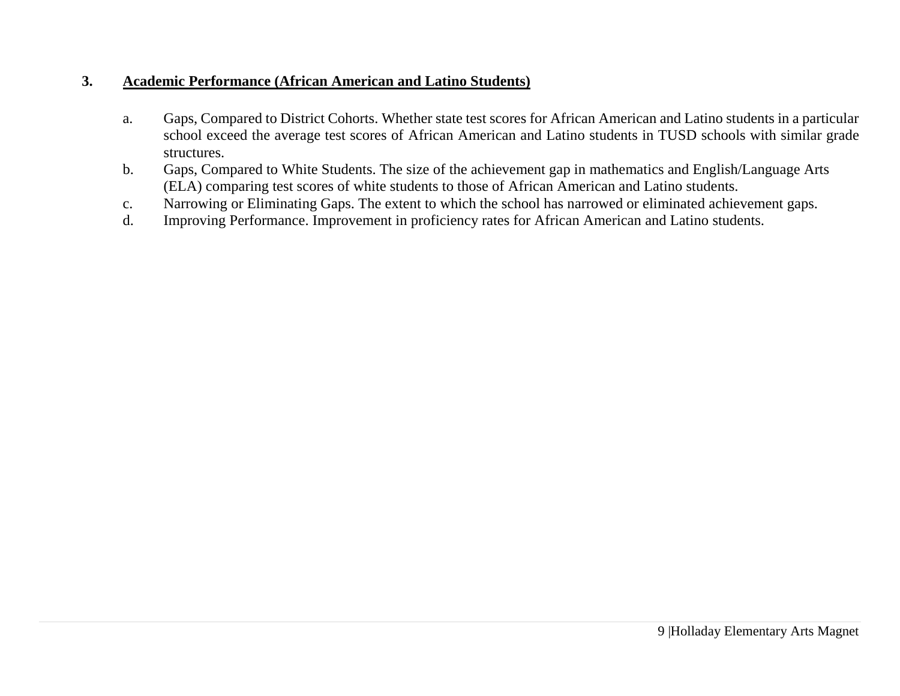### 3. <u>Academic Performance (African American and Latino Students)</u>

a. Gaps, Compared to District Cohorts. Whether state test scores for African American and Latino students in a particular school exceed the average test scores of African American and Latino students in TUSD schools with similar grade structures.

b. Gaps, Compared to White Students. The size of the achievement gap in mathematics and English/Language Arts (ELA) comparing test scores of white students to those of African American and Latino students.

c. Narrowing or Eliminating Gaps. The extent to which the school has narrowed or eliminated achievement gaps.

d. Improving Performance. Improvement in proficiency rates for African American and Latino students.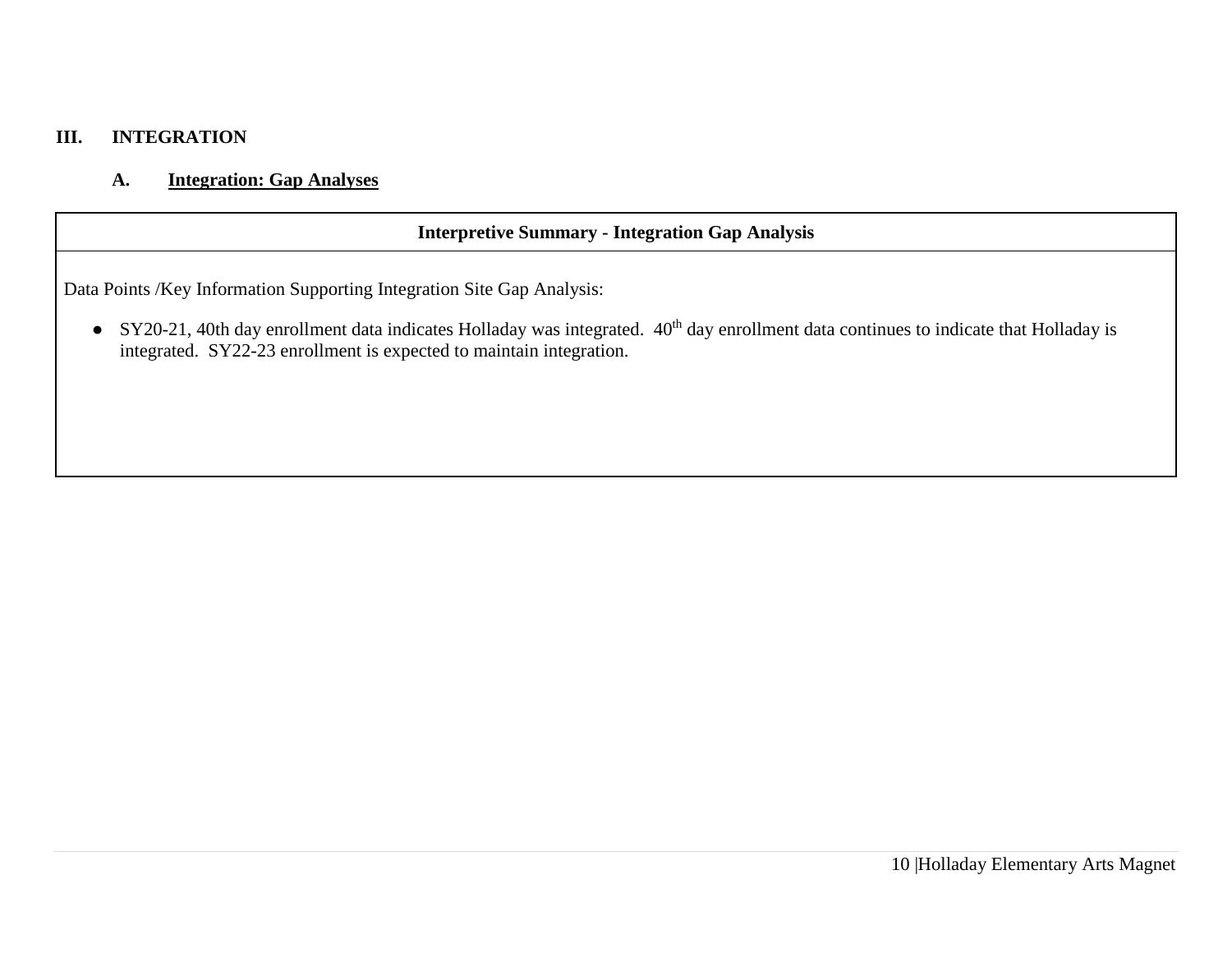## III. INTEGRATION

### A. Integration: Gap Analyses

| Interpretive Summary - Integration Gap Analysis |
| --- |
| Data Points /Key Information Supporting Integration Site Gap Analysis:<br><br>● SY20-21, 40th day enrollment data indicates Holladay was integrated. 40th day enrollment data continues to indicate that Holladay is integrated. SY22-23 enrollment is expected to maintain integration. |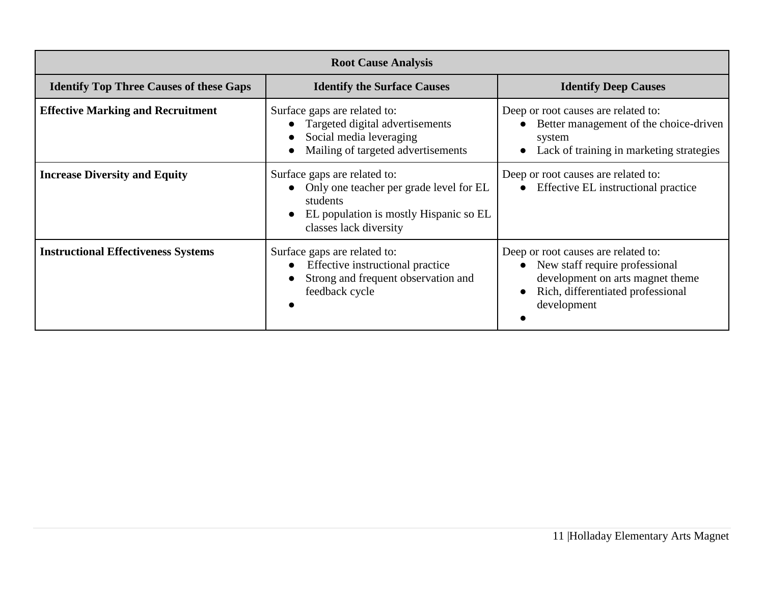| Root Cause Analysis | | |
|---|---|---|
| **Identify Top Three Causes of these Gaps** | **Identify the Surface Causes** | **Identify Deep Causes** |
| **Effective Marking and Recruitment** | Surface gaps are related to:<br>● Targeted digital advertisements<br>● Social media leveraging<br>● Mailing of targeted advertisements | Deep or root causes are related to:<br>● Better management of the choice-driven system<br>● Lack of training in marketing strategies |
| **Increase Diversity and Equity** | Surface gaps are related to:<br>● Only one teacher per grade level for EL students<br>● EL population is mostly Hispanic so EL classes lack diversity | Deep or root causes are related to:<br>● Effective EL instructional practice |
| **Instructional Effectiveness Systems** | Surface gaps are related to:<br>● Effective instructional practice<br>● Strong and frequent observation and feedback cycle<br>● | Deep or root causes are related to:<br>● New staff require professional development on arts magnet theme<br>● Rich, differentiated professional development<br>● |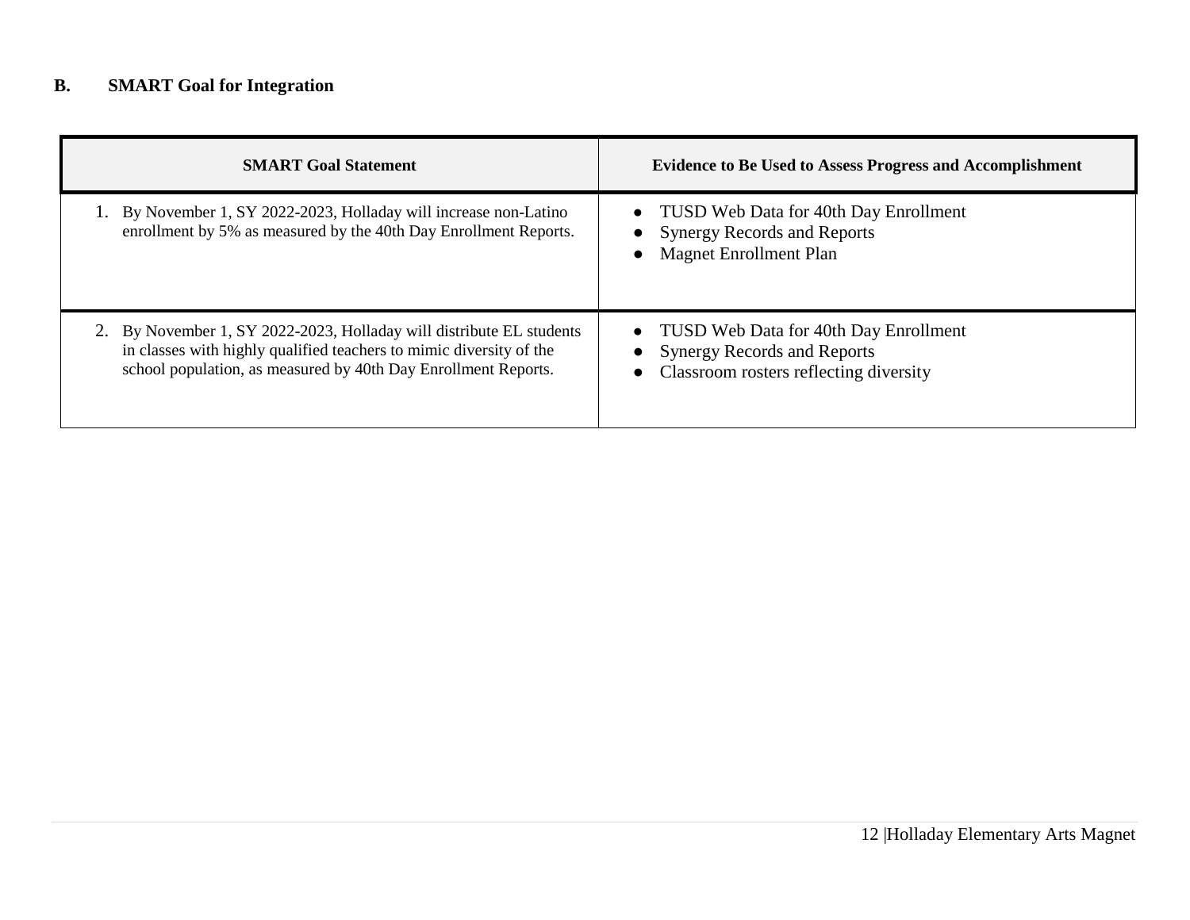### B. SMART Goal for Integration

| SMART Goal Statement | Evidence to Be Used to Assess Progress and Accomplishment |
| --- | --- |
| 1. By November 1, SY 2022-2023, Holladay will increase non-Latino enrollment by 5% as measured by the 40th Day Enrollment Reports. | • TUSD Web Data for 40th Day Enrollment<br>• Synergy Records and Reports<br>• Magnet Enrollment Plan |
| 2. By November 1, SY 2022-2023, Holladay will distribute EL students in classes with highly qualified teachers to mimic diversity of the school population, as measured by 40th Day Enrollment Reports. | • TUSD Web Data for 40th Day Enrollment<br>• Synergy Records and Reports<br>• Classroom rosters reflecting diversity |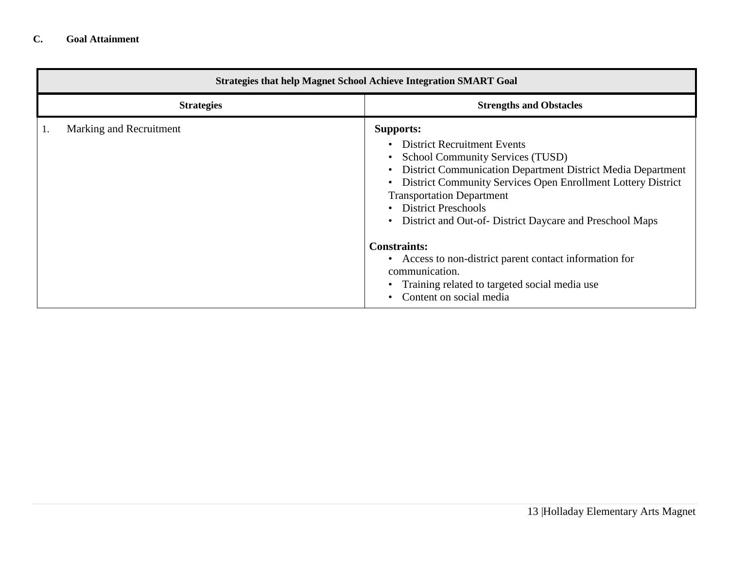### C. Goal Attainment

| Strategies that help Magnet School Achieve Integration SMART Goal | |
|---|---|
| **Strategies** | **Strengths and Obstacles** |
| 1. Marking and Recruitment | **Supports:**<br>• District Recruitment Events<br>• School Community Services (TUSD)<br>• District Communication Department District Media Department<br>• District Community Services Open Enrollment Lottery District Transportation Department<br>• District Preschools<br>• District and Out-of- District Daycare and Preschool Maps<br><br>**Constraints:**<br>• Access to non-district parent contact information for communication.<br>• Training related to targeted social media use<br>• Content on social media |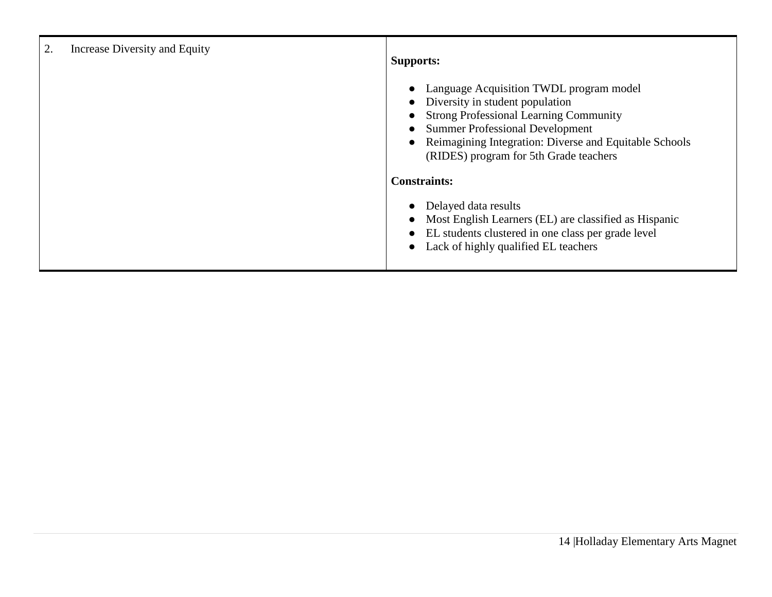| | |
|---|---|
| 2. Increase Diversity and Equity | **Supports:**<br><br>● Language Acquisition TWDL program model<br>● Diversity in student population<br>● Strong Professional Learning Community<br>● Summer Professional Development<br>● Reimagining Integration: Diverse and Equitable Schools (RIDES) program for 5th Grade teachers<br><br>**Constraints:**<br><br>● Delayed data results<br>● Most English Learners (EL) are classified as Hispanic<br>● EL students clustered in one class per grade level<br>● Lack of highly qualified EL teachers |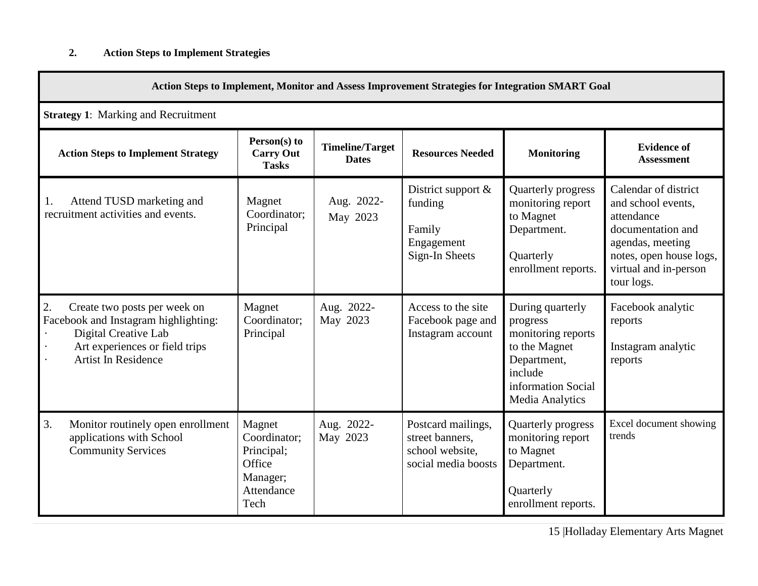**2. Action Steps to Implement Strategies**

| Action Steps to Implement, Monitor and Assess Improvement Strategies for Integration SMART Goal | | | | | |
|---|---|---|---|---|---|
| **Strategy 1**: Marking and Recruitment | | | | | |
| **Action Steps to Implement Strategy** | **Person(s) to Carry Out Tasks** | **Timeline/Target Dates** | **Resources Needed** | **Monitoring** | **Evidence of Assessment** |
| 1. Attend TUSD marketing and recruitment activities and events. | Magnet Coordinator; Principal | Aug. 2022- May 2023 | District support & funding<br><br>Family Engagement Sign-In Sheets | Quarterly progress monitoring report to Magnet Department.<br><br>Quarterly enrollment reports. | Calendar of district and school events, attendance documentation and agendas, meeting notes, open house logs, virtual and in-person tour logs. |
| 2. Create two posts per week on Facebook and Instagram highlighting:<br>· Digital Creative Lab<br>· Art experiences or field trips<br>· Artist In Residence | Magnet Coordinator; Principal | Aug. 2022- May 2023 | Access to the site Facebook page and Instagram account | During quarterly progress monitoring reports to the Magnet Department, include information Social Media Analytics | Facebook analytic reports<br><br>Instagram analytic reports |
| 3. Monitor routinely open enrollment applications with School Community Services | Magnet Coordinator; Principal; Office Manager; Attendance Tech | Aug. 2022- May 2023 | Postcard mailings, street banners, school website, social media boosts | Quarterly progress monitoring report to Magnet Department.<br><br>Quarterly enrollment reports. | Excel document showing trends |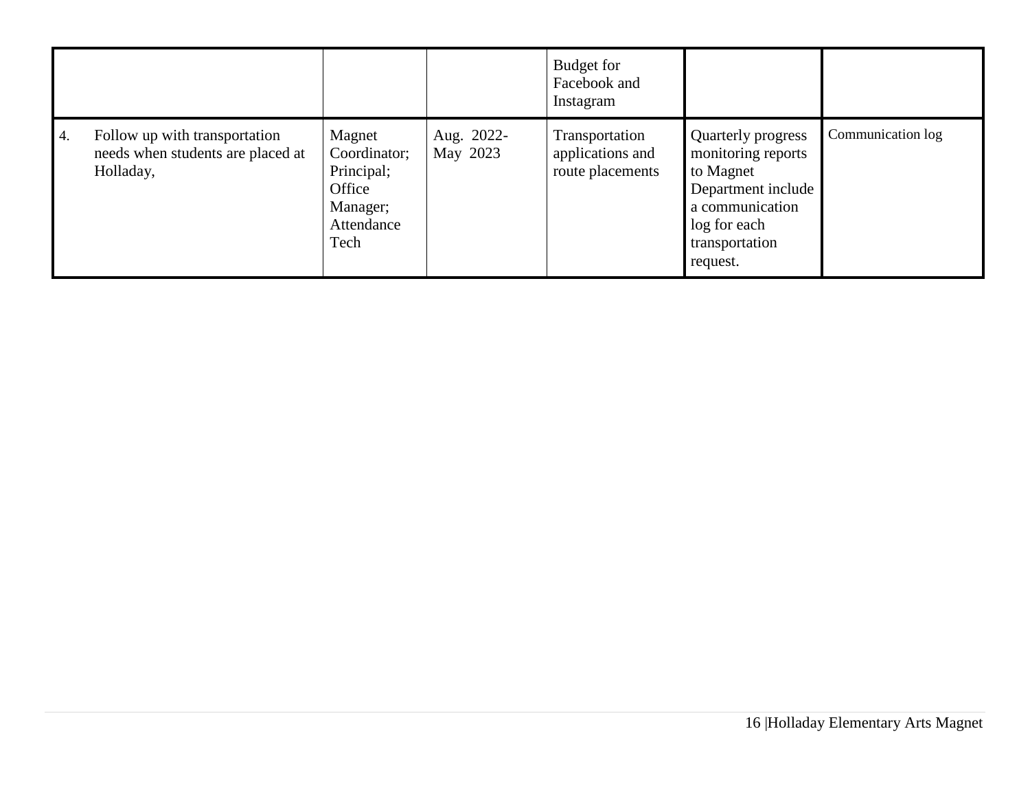| | | | | | |
|---|---|---|---|---|---|
| | | | Budget for Facebook and Instagram | | |
| 4. Follow up with transportation needs when students are placed at Holladay, | Magnet Coordinator; Principal; Office Manager; Attendance Tech | Aug. 2022- May 2023 | Transportation applications and route placements | Quarterly progress monitoring reports to Magnet Department include a communication log for each transportation request. | Communication log |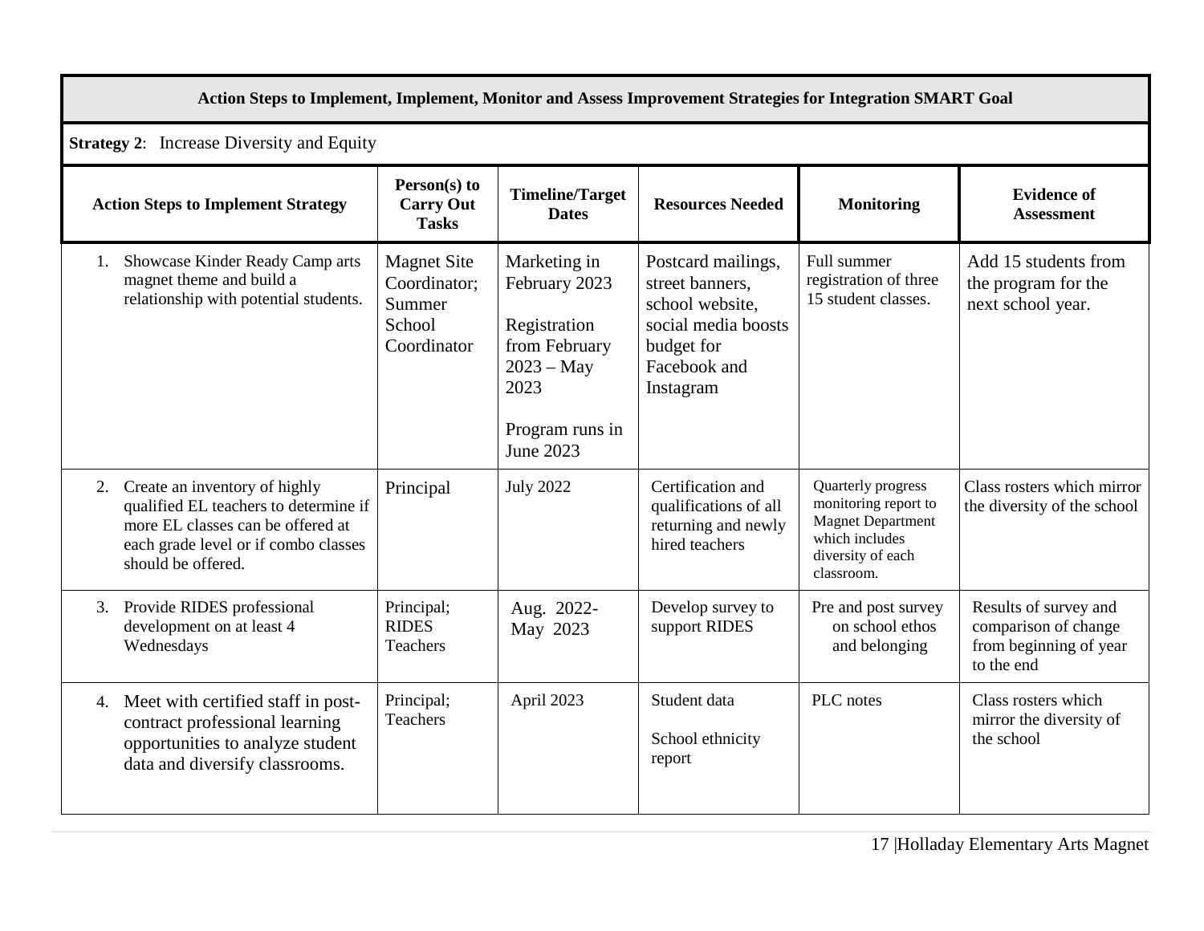**Action Steps to Implement, Implement, Monitor and Assess Improvement Strategies for Integration SMART Goal**

**Strategy 2**: Increase Diversity and Equity

| Action Steps to Implement Strategy | Person(s) to Carry Out Tasks | Timeline/Target Dates | Resources Needed | Monitoring | Evidence of Assessment |
|---|---|---|---|---|---|
| 1. Showcase Kinder Ready Camp arts magnet theme and build a relationship with potential students. | Magnet Site Coordinator; Summer School Coordinator | Marketing in February 2023<br><br>Registration from February 2023 – May 2023<br><br>Program runs in June 2023 | Postcard mailings, street banners, school website, social media boosts budget for Facebook and Instagram | Full summer registration of three 15 student classes. | Add 15 students from the program for the next school year. |
| 2. Create an inventory of highly qualified EL teachers to determine if more EL classes can be offered at each grade level or if combo classes should be offered. | Principal | July 2022 | Certification and qualifications of all returning and newly hired teachers | Quarterly progress monitoring report to Magnet Department which includes diversity of each classroom. | Class rosters which mirror the diversity of the school |
| 3. Provide RIDES professional development on at least 4 Wednesdays | Principal; RIDES Teachers | Aug. 2022-May 2023 | Develop survey to support RIDES | Pre and post survey on school ethos and belonging | Results of survey and comparison of change from beginning of year to the end |
| 4. Meet with certified staff in post-contract professional learning opportunities to analyze student data and diversify classrooms. | Principal; Teachers | April 2023 | Student data<br><br>School ethnicity report | PLC notes | Class rosters which mirror the diversity of the school |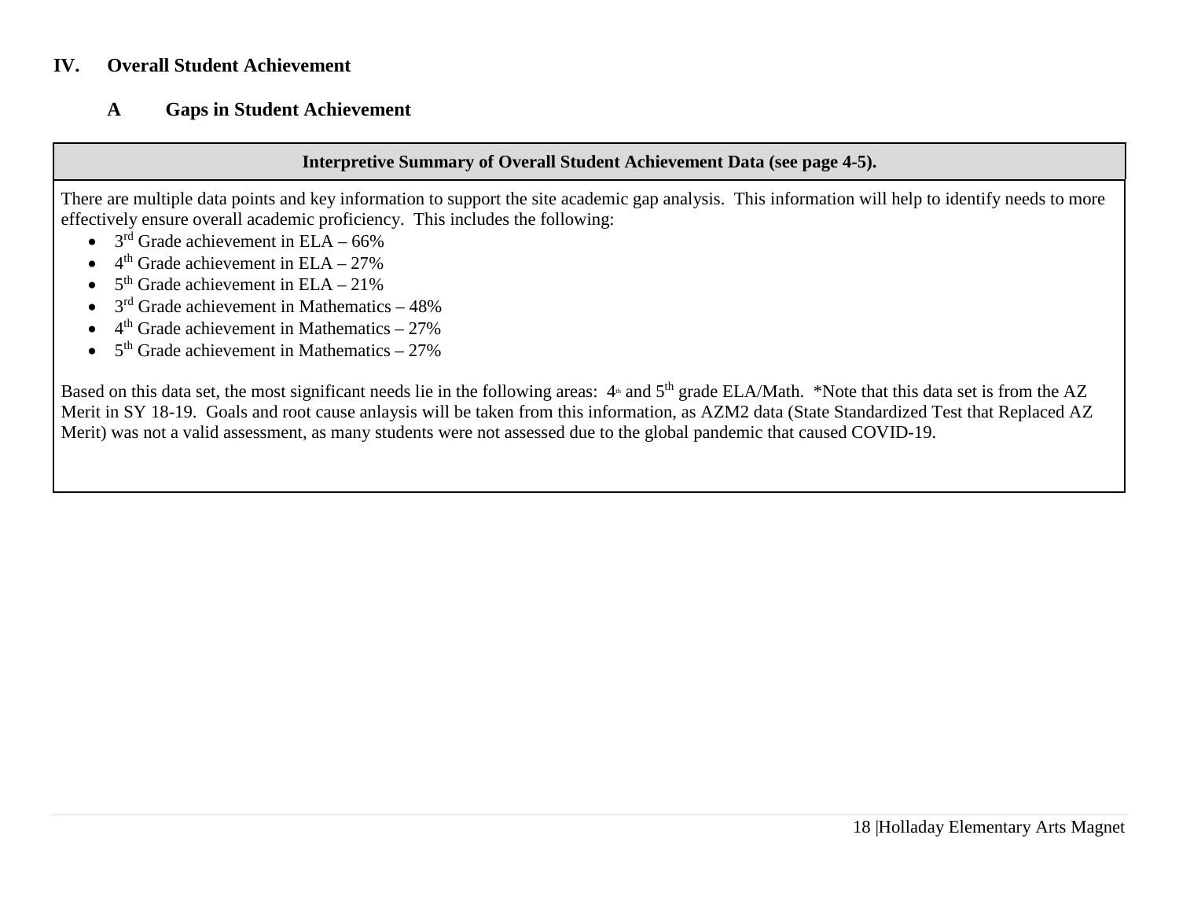## IV. Overall Student Achievement

### A Gaps in Student Achievement

| Interpretive Summary of Overall Student Achievement Data (see page 4-5). |
|---|
| There are multiple data points and key information to support the site academic gap analysis. This information will help to identify needs to more effectively ensure overall academic proficiency. This includes the following:<br>• 3rd Grade achievement in ELA – 66%<br>• 4th Grade achievement in ELA – 27%<br>• 5th Grade achievement in ELA – 21%<br>• 3rd Grade achievement in Mathematics – 48%<br>• 4th Grade achievement in Mathematics – 27%<br>• 5th Grade achievement in Mathematics – 27%<br><br>Based on this data set, the most significant needs lie in the following areas: 4th and 5th grade ELA/Math. *Note that this data set is from the AZ Merit in SY 18-19. Goals and root cause anlaysis will be taken from this information, as AZM2 data (State Standardized Test that Replaced AZ Merit) was not a valid assessment, as many students were not assessed due to the global pandemic that caused COVID-19. |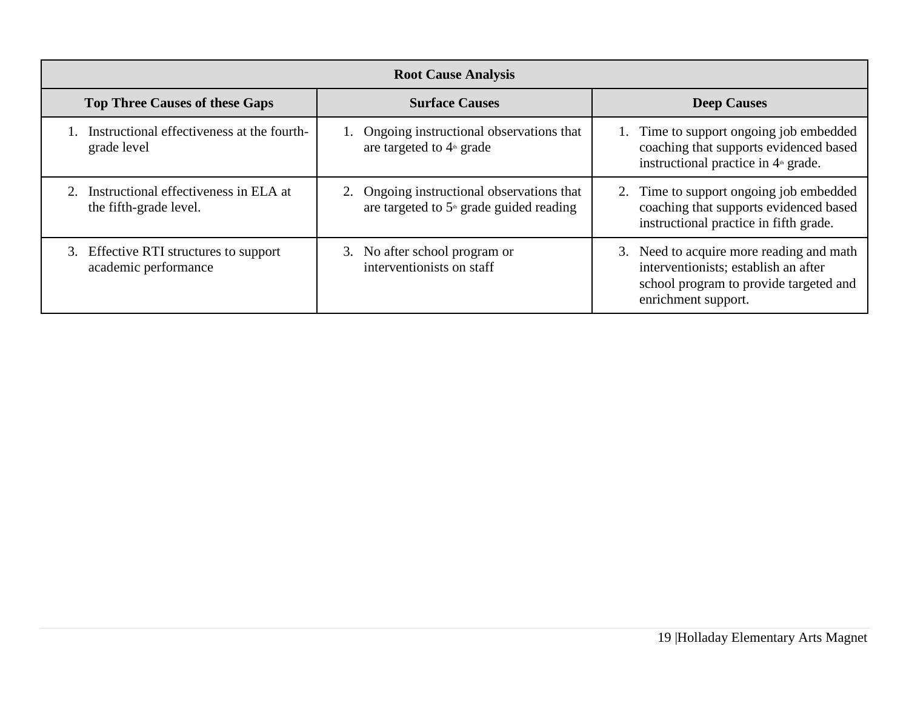| Root Cause Analysis | | |
|---|---|---|
| **Top Three Causes of these Gaps** | **Surface Causes** | **Deep Causes** |
| 1. Instructional effectiveness at the fourth-grade level | 1. Ongoing instructional observations that are targeted to 4th grade | 1. Time to support ongoing job embedded coaching that supports evidenced based instructional practice in 4th grade. |
| 2. Instructional effectiveness in ELA at the fifth-grade level. | 2. Ongoing instructional observations that are targeted to 5th grade guided reading | 2. Time to support ongoing job embedded coaching that supports evidenced based instructional practice in fifth grade. |
| 3. Effective RTI structures to support academic performance | 3. No after school program or interventionists on staff | 3. Need to acquire more reading and math interventionists; establish an after school program to provide targeted and enrichment support. |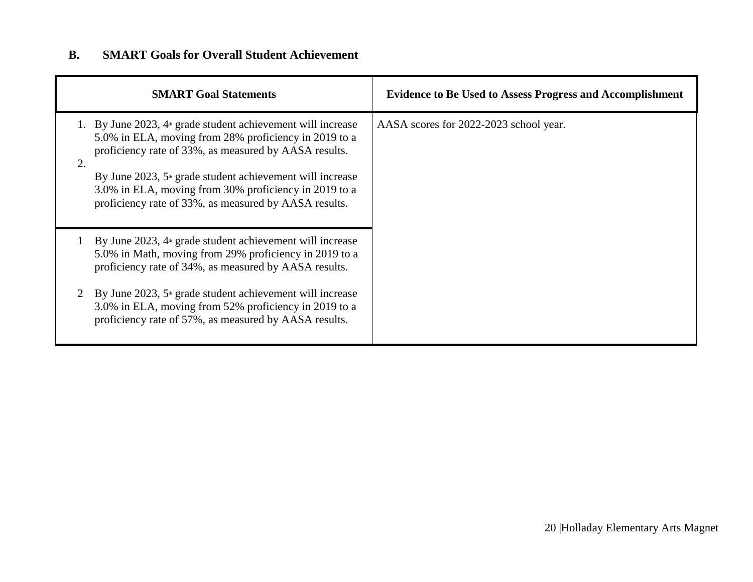## B. SMART Goals for Overall Student Achievement

| SMART Goal Statements | Evidence to Be Used to Assess Progress and Accomplishment |
|---|---|
| 1. By June 2023, 4th grade student achievement will increase 5.0% in ELA, moving from 28% proficiency in 2019 to a proficiency rate of 33%, as measured by AASA results.<br>2.<br>By June 2023, 5th grade student achievement will increase 3.0% in ELA, moving from 30% proficiency in 2019 to a proficiency rate of 33%, as measured by AASA results. | AASA scores for 2022-2023 school year. |
| 1 By June 2023, 4th grade student achievement will increase 5.0% in Math, moving from 29% proficiency in 2019 to a proficiency rate of 34%, as measured by AASA results.<br><br>2 By June 2023, 5th grade student achievement will increase 3.0% in ELA, moving from 52% proficiency in 2019 to a proficiency rate of 57%, as measured by AASA results. | |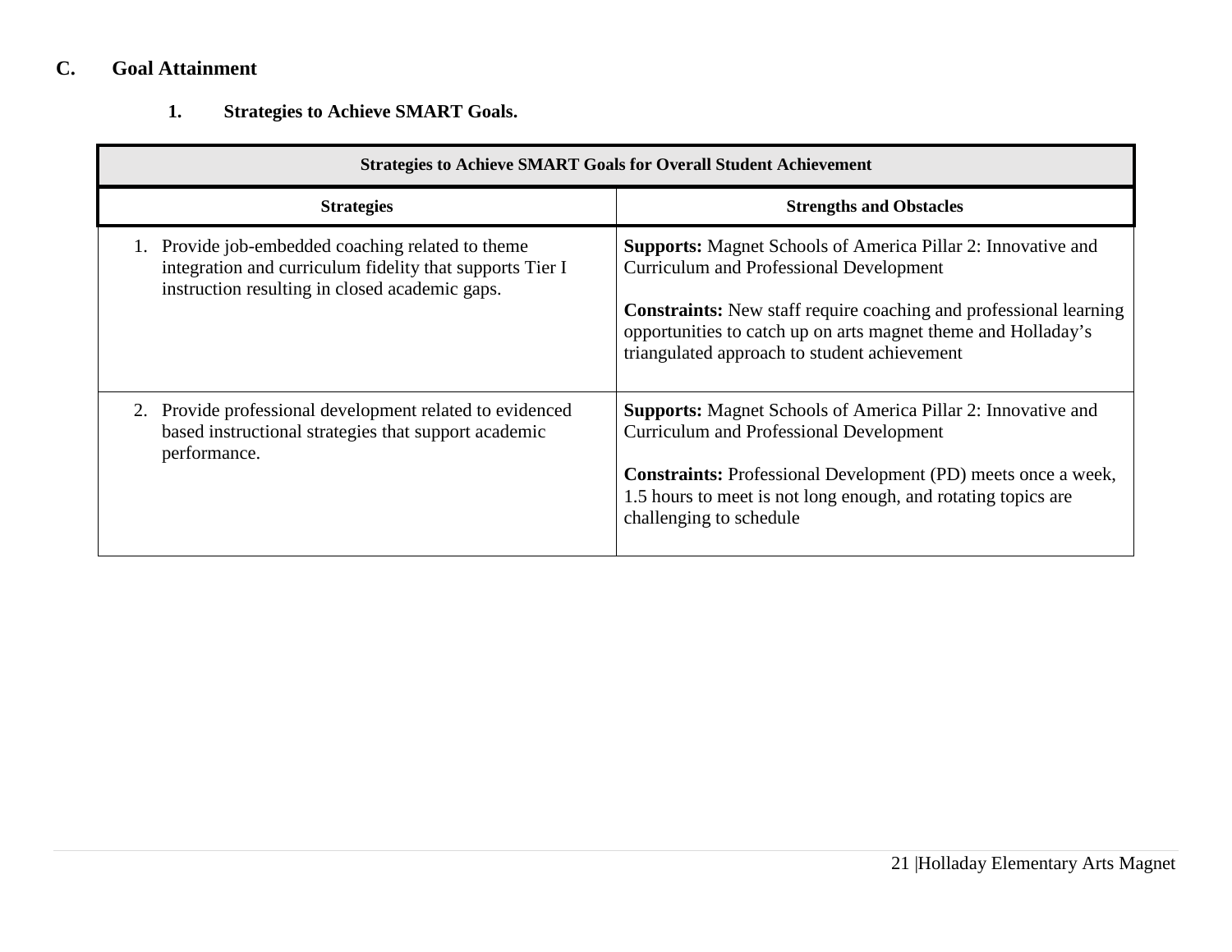## C. Goal Attainment

### 1. Strategies to Achieve SMART Goals.

| Strategies to Achieve SMART Goals for Overall Student Achievement | |
|---|---|
| **Strategies** | **Strengths and Obstacles** |
| 1. Provide job-embedded coaching related to theme integration and curriculum fidelity that supports Tier I instruction resulting in closed academic gaps. | **Supports:** Magnet Schools of America Pillar 2: Innovative and Curriculum and Professional Development<br><br>**Constraints:** New staff require coaching and professional learning opportunities to catch up on arts magnet theme and Holladay's triangulated approach to student achievement |
| 2. Provide professional development related to evidenced based instructional strategies that support academic performance. | **Supports:** Magnet Schools of America Pillar 2: Innovative and Curriculum and Professional Development<br><br>**Constraints:** Professional Development (PD) meets once a week, 1.5 hours to meet is not long enough, and rotating topics are challenging to schedule |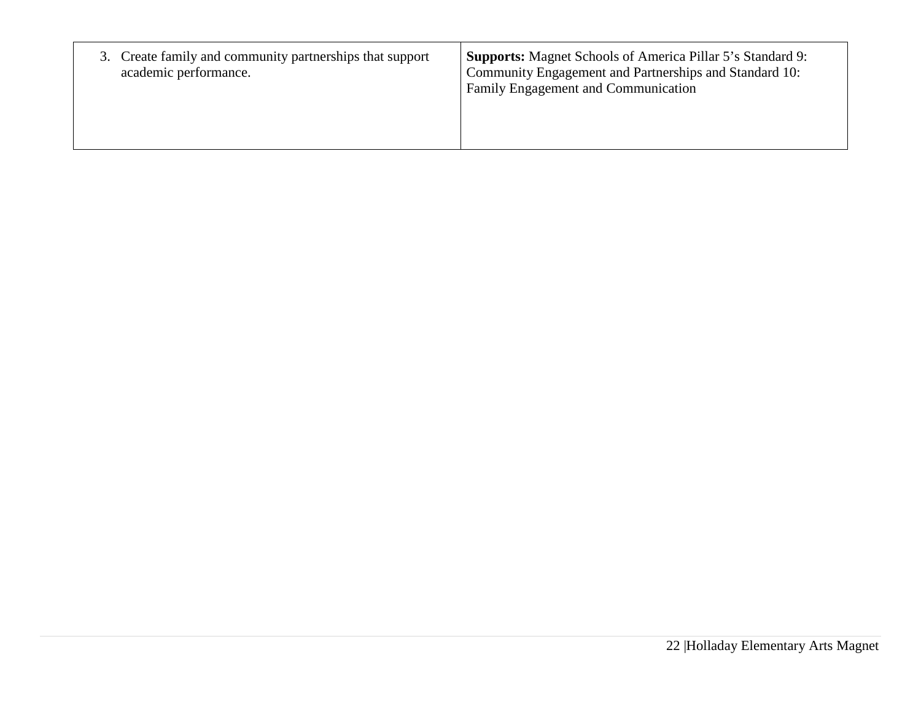| | |
|---|---|
| 3. Create family and community partnerships that support academic performance. | **Supports:** Magnet Schools of America Pillar 5's Standard 9: Community Engagement and Partnerships and Standard 10: Family Engagement and Communication |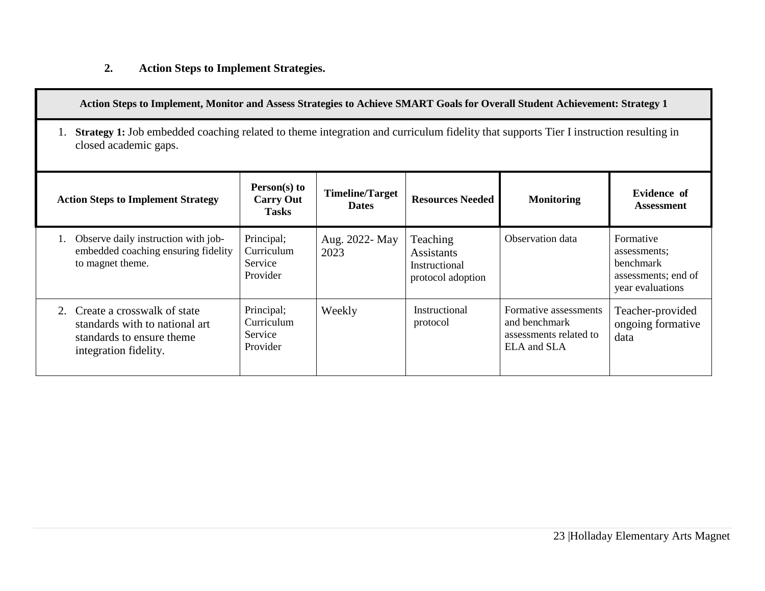2. **Action Steps to Implement Strategies.**

| **Action Steps to Implement, Monitor and Assess Strategies to Achieve SMART Goals for Overall Student Achievement: Strategy 1** | | | | | |
|---|---|---|---|---|---|
| 1. **Strategy 1:** Job embedded coaching related to theme integration and curriculum fidelity that supports Tier I instruction resulting in closed academic gaps. | | | | | |
| **Action Steps to Implement Strategy** | **Person(s) to Carry Out Tasks** | **Timeline/Target Dates** | **Resources Needed** | **Monitoring** | **Evidence of Assessment** |
| 1. Observe daily instruction with job-embedded coaching ensuring fidelity to magnet theme. | Principal; Curriculum Service Provider | Aug. 2022- May 2023 | Teaching Assistants Instructional protocol adoption | Observation data | Formative assessments; benchmark assessments; end of year evaluations |
| 2. Create a crosswalk of state standards with to national art standards to ensure theme integration fidelity. | Principal; Curriculum Service Provider | Weekly | Instructional protocol | Formative assessments and benchmark assessments related to ELA and SLA | Teacher-provided ongoing formative data |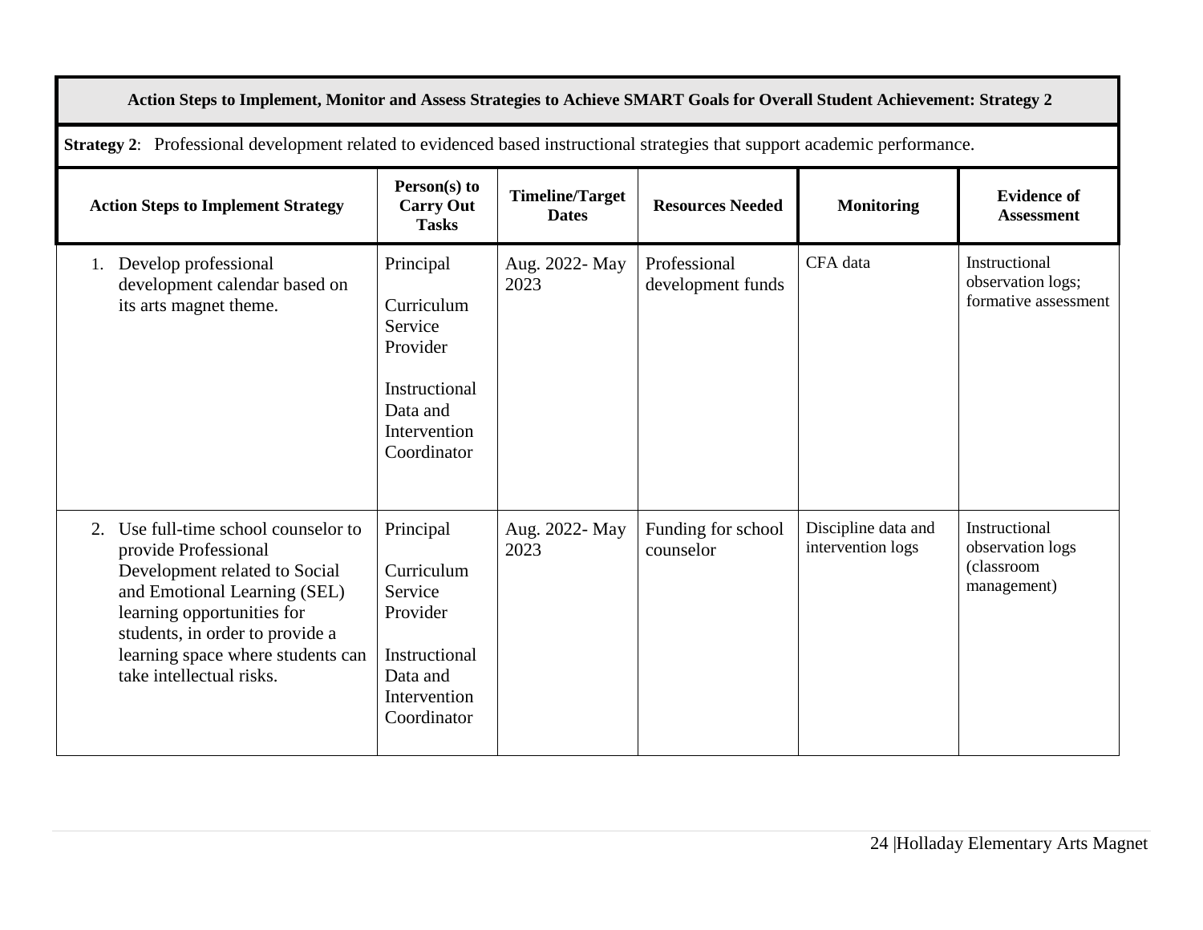| Action Steps to Implement, Monitor and Assess Strategies to Achieve SMART Goals for Overall Student Achievement: Strategy 2 | | | | | |
|---|---|---|---|---|---|
| **Strategy 2**: Professional development related to evidenced based instructional strategies that support academic performance. | | | | | |
| **Action Steps to Implement Strategy** | **Person(s) to Carry Out Tasks** | **Timeline/Target Dates** | **Resources Needed** | **Monitoring** | **Evidence of Assessment** |
| 1. Develop professional development calendar based on its arts magnet theme. | Principal<br><br>Curriculum Service Provider<br><br>Instructional Data and Intervention Coordinator | Aug. 2022- May 2023 | Professional development funds | CFA data | Instructional observation logs; formative assessment |
| 2. Use full-time school counselor to provide Professional Development related to Social and Emotional Learning (SEL) learning opportunities for students, in order to provide a learning space where students can take intellectual risks. | Principal<br><br>Curriculum Service Provider<br><br>Instructional Data and Intervention Coordinator | Aug. 2022- May 2023 | Funding for school counselor | Discipline data and intervention logs | Instructional observation logs (classroom management) |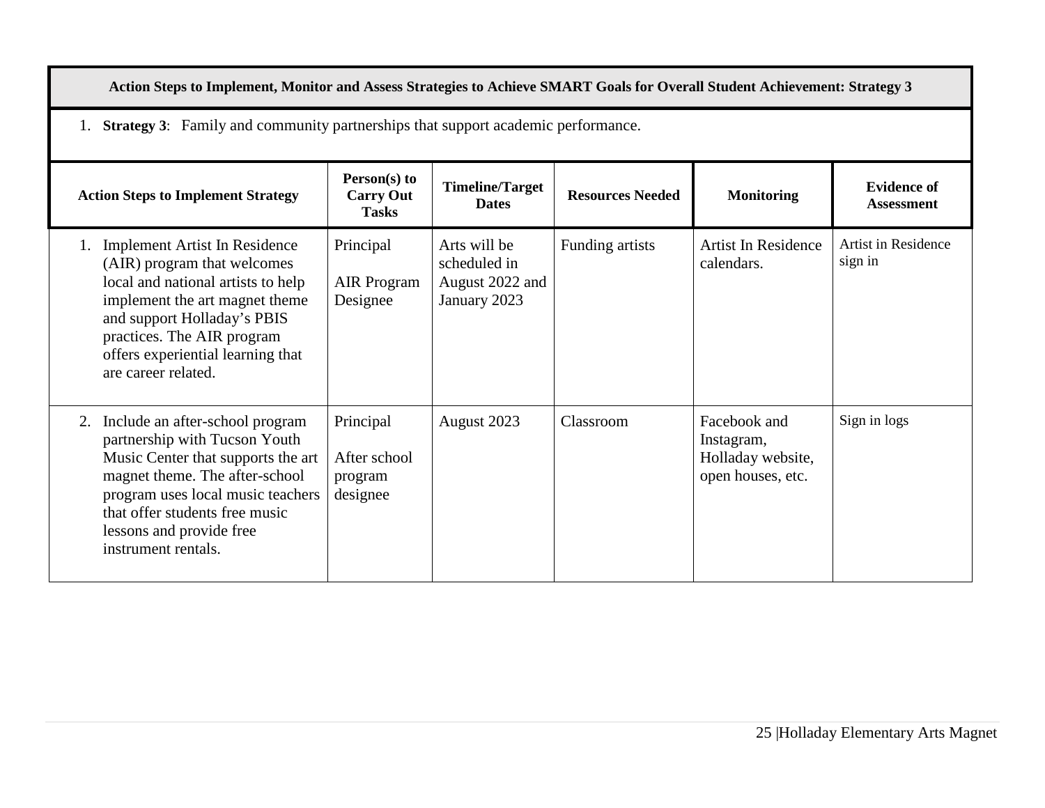| Action Steps to Implement, Monitor and Assess Strategies to Achieve SMART Goals for Overall Student Achievement: Strategy 3 | | | | | |
|---|---|---|---|---|---|
| 1. **Strategy 3**: Family and community partnerships that support academic performance. | | | | | |
| **Action Steps to Implement Strategy** | **Person(s) to Carry Out Tasks** | **Timeline/Target Dates** | **Resources Needed** | **Monitoring** | **Evidence of Assessment** |
| 1. Implement Artist In Residence (AIR) program that welcomes local and national artists to help implement the art magnet theme and support Holladay's PBIS practices. The AIR program offers experiential learning that are career related. | Principal<br><br>AIR Program Designee | Arts will be scheduled in August 2022 and January 2023 | Funding artists | Artist In Residence calendars. | Artist in Residence sign in |
| 2. Include an after-school program partnership with Tucson Youth Music Center that supports the art magnet theme. The after-school program uses local music teachers that offer students free music lessons and provide free instrument rentals. | Principal<br><br>After school program designee | August 2023 | Classroom | Facebook and Instagram, Holladay website, open houses, etc. | Sign in logs |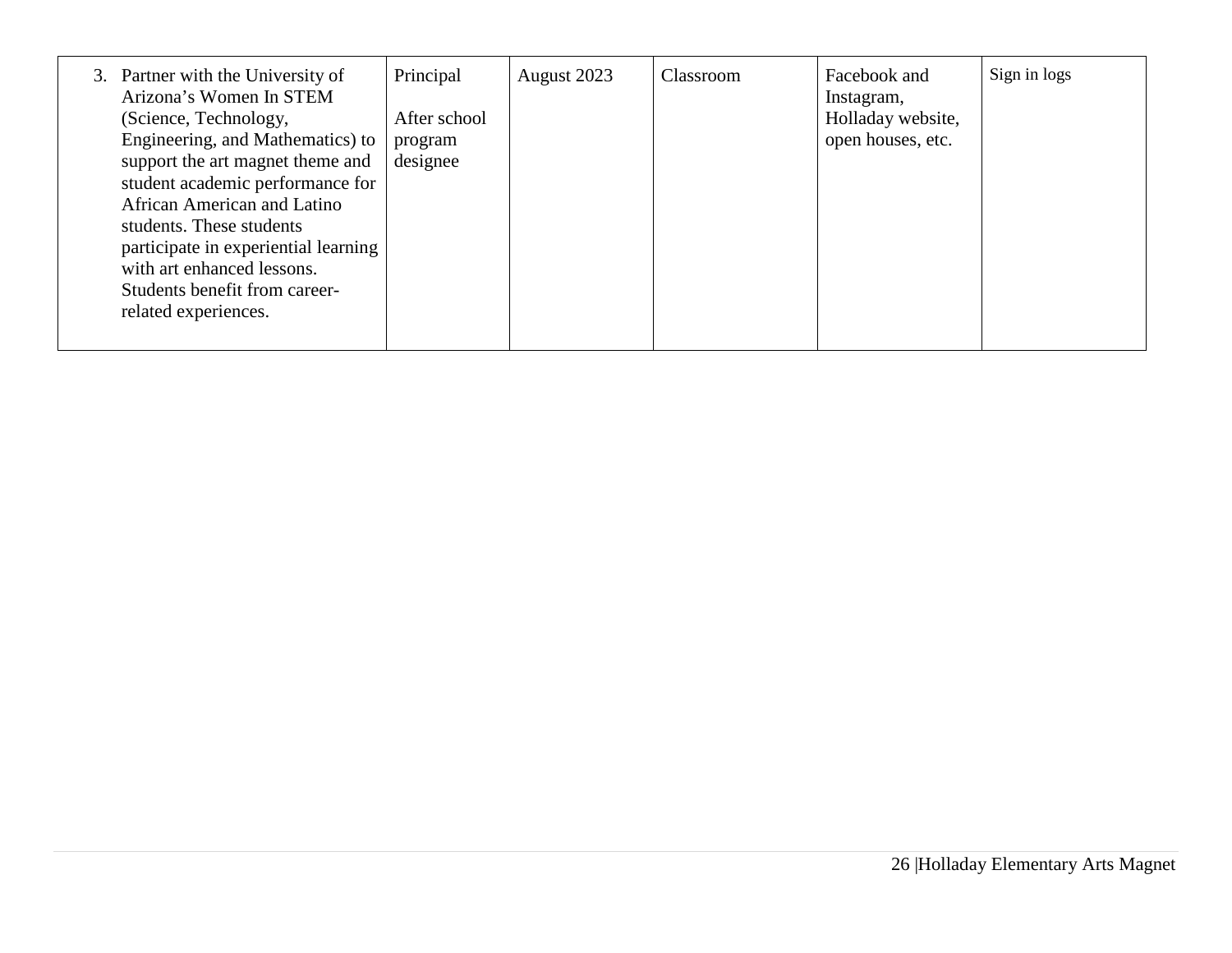| | | | | | |
|---|---|---|---|---|---|
| 3. Partner with the University of Arizona's Women In STEM (Science, Technology, Engineering, and Mathematics) to support the art magnet theme and student academic performance for African American and Latino students. These students participate in experiential learning with art enhanced lessons. Students benefit from career-related experiences. | Principal<br><br>After school program designee | August 2023 | Classroom | Facebook and Instagram, Holladay website, open houses, etc. | Sign in logs |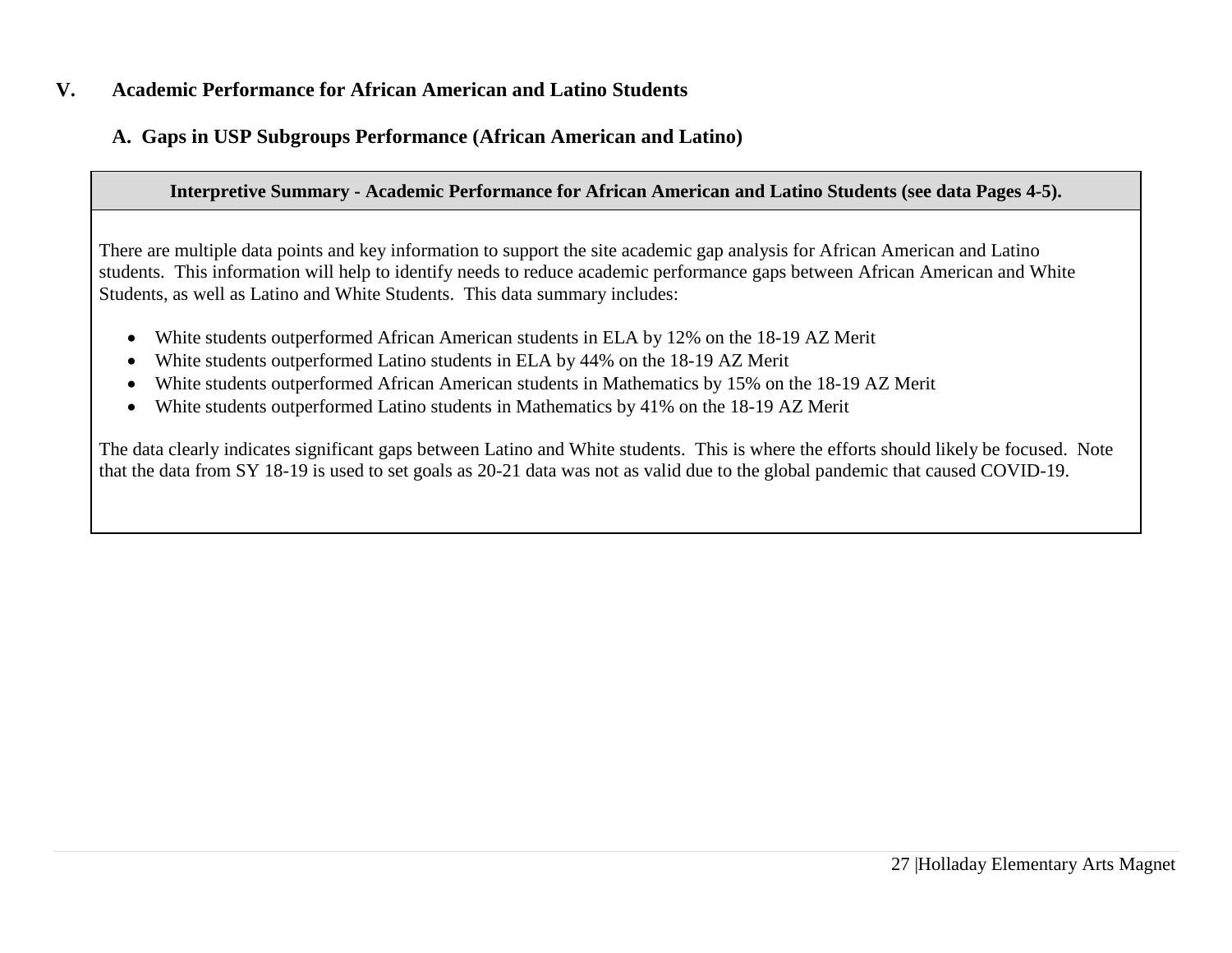## V. Academic Performance for African American and Latino Students

### A. Gaps in USP Subgroups Performance (African American and Latino)

**Interpretive Summary - Academic Performance for African American and Latino Students (see data Pages 4-5).**

There are multiple data points and key information to support the site academic gap analysis for African American and Latino students. This information will help to identify needs to reduce academic performance gaps between African American and White Students, as well as Latino and White Students. This data summary includes:

- White students outperformed African American students in ELA by 12% on the 18-19 AZ Merit
- White students outperformed Latino students in ELA by 44% on the 18-19 AZ Merit
- White students outperformed African American students in Mathematics by 15% on the 18-19 AZ Merit
- White students outperformed Latino students in Mathematics by 41% on the 18-19 AZ Merit

The data clearly indicates significant gaps between Latino and White students. This is where the efforts should likely be focused. Note that the data from SY 18-19 is used to set goals as 20-21 data was not as valid due to the global pandemic that caused COVID-19.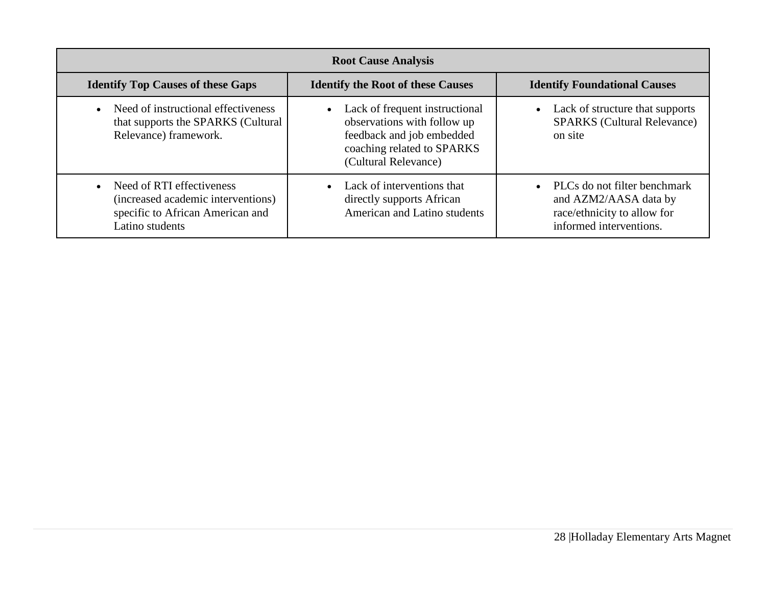| Root Cause Analysis | | |
|---|---|---|
| **Identify Top Causes of these Gaps** | **Identify the Root of these Causes** | **Identify Foundational Causes** |
| • Need of instructional effectiveness that supports the SPARKS (Cultural Relevance) framework. | • Lack of frequent instructional observations with follow up feedback and job embedded coaching related to SPARKS (Cultural Relevance) | • Lack of structure that supports SPARKS (Cultural Relevance) on site |
| • Need of RTI effectiveness (increased academic interventions) specific to African American and Latino students | • Lack of interventions that directly supports African American and Latino students | • PLCs do not filter benchmark and AZM2/AASA data by race/ethnicity to allow for informed interventions. |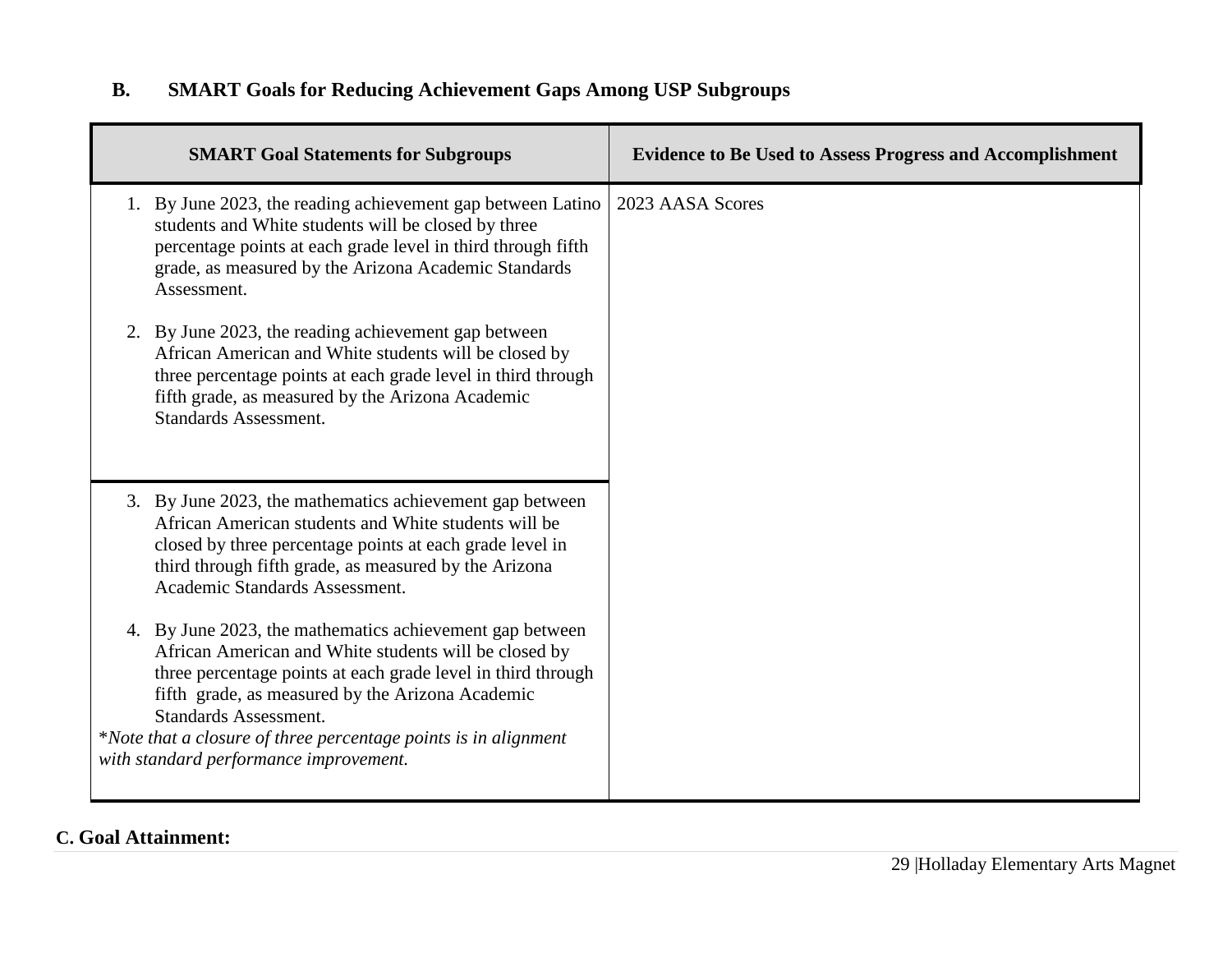## B. SMART Goals for Reducing Achievement Gaps Among USP Subgroups

| SMART Goal Statements for Subgroups | Evidence to Be Used to Assess Progress and Accomplishment |
|---|---|
| 1. By June 2023, the reading achievement gap between Latino students and White students will be closed by three percentage points at each grade level in third through fifth grade, as measured by the Arizona Academic Standards Assessment.<br><br>2. By June 2023, the reading achievement gap between African American and White students will be closed by three percentage points at each grade level in third through fifth grade, as measured by the Arizona Academic Standards Assessment. | 2023 AASA Scores |
| 3. By June 2023, the mathematics achievement gap between African American students and White students will be closed by three percentage points at each grade level in third through fifth grade, as measured by the Arizona Academic Standards Assessment.<br><br>4. By June 2023, the mathematics achievement gap between African American and White students will be closed by three percentage points at each grade level in third through fifth grade, as measured by the Arizona Academic Standards Assessment.<br>**Note that a closure of three percentage points is in alignment with standard performance improvement.* | |

**C. Goal Attainment:**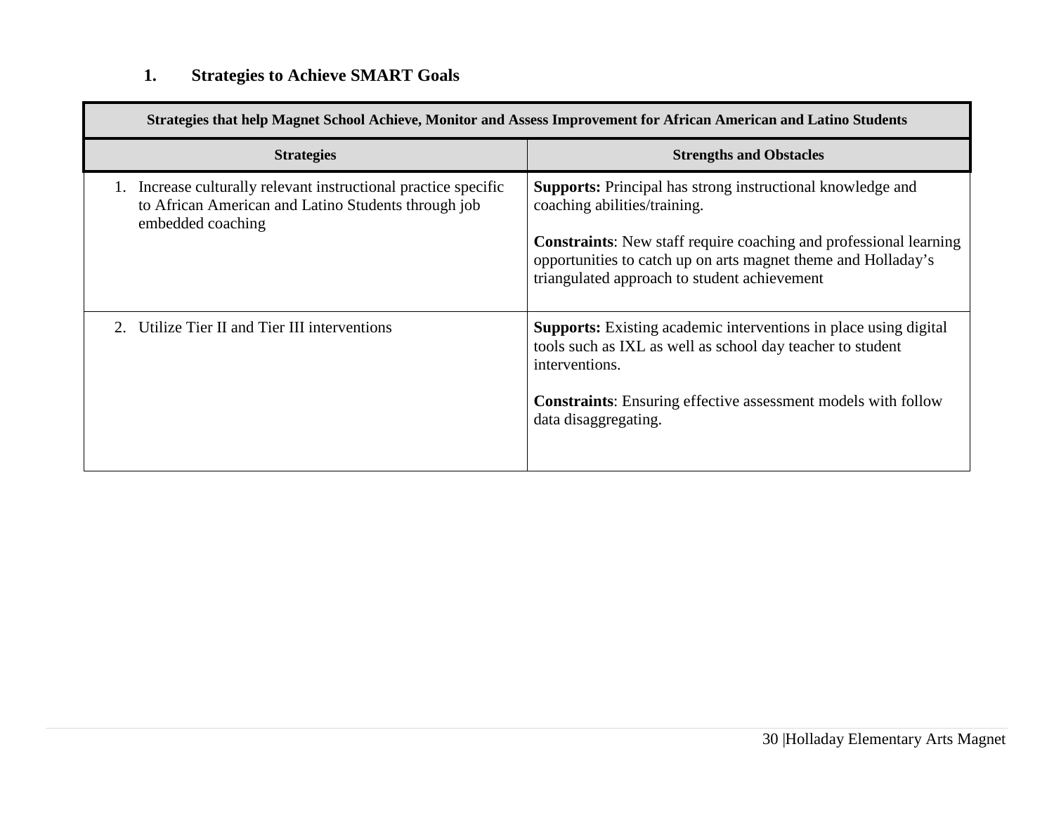### 1. Strategies to Achieve SMART Goals

| Strategies that help Magnet School Achieve, Monitor and Assess Improvement for African American and Latino Students | |
|---|---|
| **Strategies** | **Strengths and Obstacles** |
| 1. Increase culturally relevant instructional practice specific to African American and Latino Students through job embedded coaching | **Supports:** Principal has strong instructional knowledge and coaching abilities/training.<br><br>**Constraints**: New staff require coaching and professional learning opportunities to catch up on arts magnet theme and Holladay's triangulated approach to student achievement |
| 2. Utilize Tier II and Tier III interventions | **Supports:** Existing academic interventions in place using digital tools such as IXL as well as school day teacher to student interventions.<br><br>**Constraints**: Ensuring effective assessment models with follow data disaggregating. |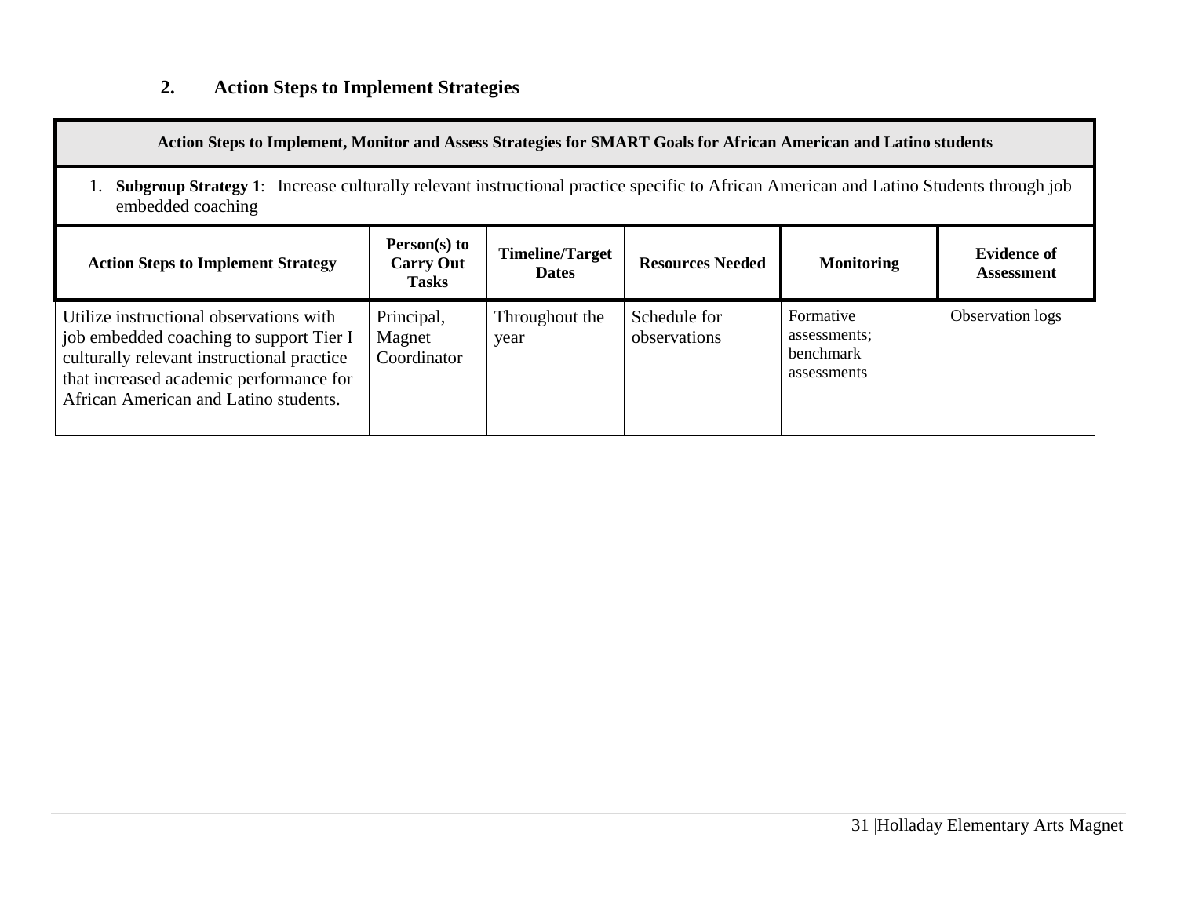## 2. Action Steps to Implement Strategies

| Action Steps to Implement, Monitor and Assess Strategies for SMART Goals for African American and Latino students | | | | | |
|---|---|---|---|---|---|
| 1. **Subgroup Strategy 1**: Increase culturally relevant instructional practice specific to African American and Latino Students through job embedded coaching | | | | | |
| **Action Steps to Implement Strategy** | **Person(s) to Carry Out Tasks** | **Timeline/Target Dates** | **Resources Needed** | **Monitoring** | **Evidence of Assessment** |
| Utilize instructional observations with job embedded coaching to support Tier I culturally relevant instructional practice that increased academic performance for African American and Latino students. | Principal, Magnet Coordinator | Throughout the year | Schedule for observations | Formative assessments; benchmark assessments | Observation logs |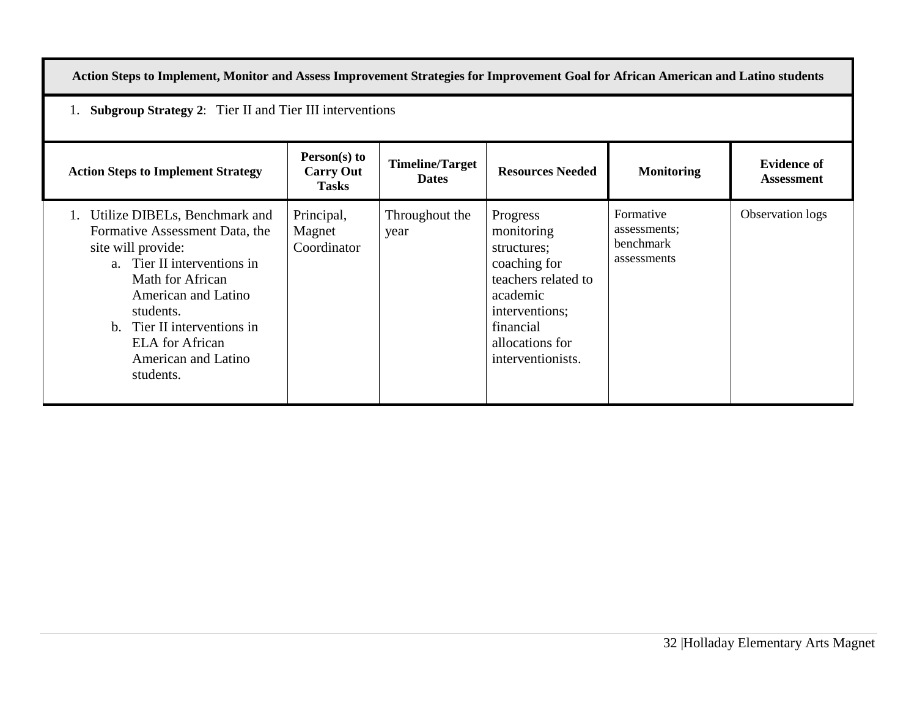| Action Steps to Implement, Monitor and Assess Improvement Strategies for Improvement Goal for African American and Latino students | | | | | |
|---|---|---|---|---|---|
| 1. **Subgroup Strategy 2**: Tier II and Tier III interventions | | | | | |
| **Action Steps to Implement Strategy** | **Person(s) to Carry Out Tasks** | **Timeline/Target Dates** | **Resources Needed** | **Monitoring** | **Evidence of Assessment** |
| 1. Utilize DIBELs, Benchmark and Formative Assessment Data, the site will provide: a. Tier II interventions in Math for African American and Latino students. b. Tier II interventions in ELA for African American and Latino students. | Principal, Magnet Coordinator | Throughout the year | Progress monitoring structures; coaching for teachers related to academic interventions; financial allocations for interventionists. | Formative assessments; benchmark assessments | Observation logs |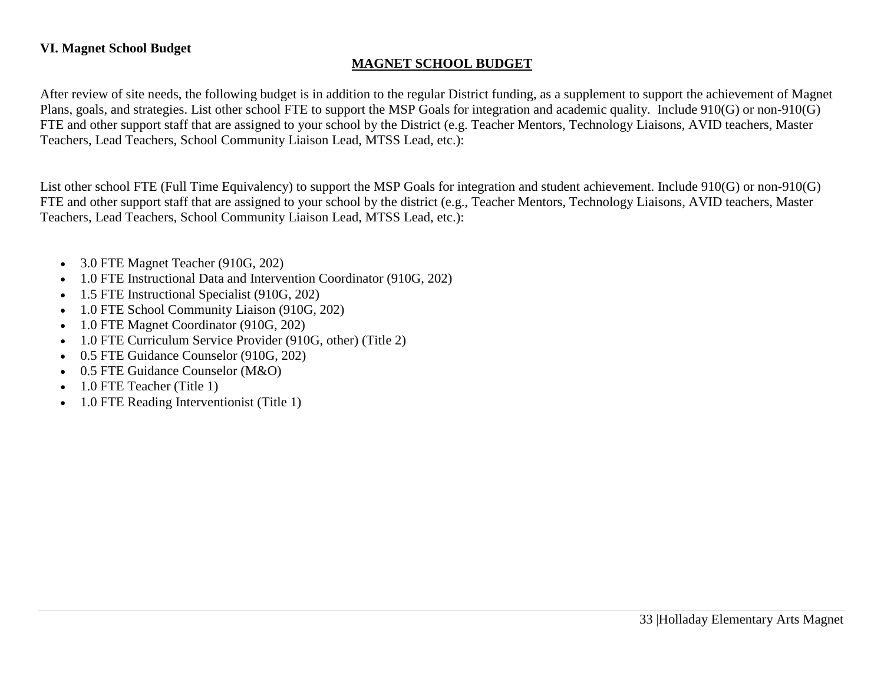**VI. Magnet School Budget**

## MAGNET SCHOOL BUDGET

After review of site needs, the following budget is in addition to the regular District funding, as a supplement to support the achievement of Magnet Plans, goals, and strategies. List other school FTE to support the MSP Goals for integration and academic quality. Include 910(G) or non-910(G) FTE and other support staff that are assigned to your school by the District (e.g. Teacher Mentors, Technology Liaisons, AVID teachers, Master Teachers, Lead Teachers, School Community Liaison Lead, MTSS Lead, etc.):

List other school FTE (Full Time Equivalency) to support the MSP Goals for integration and student achievement. Include 910(G) or non-910(G) FTE and other support staff that are assigned to your school by the district (e.g., Teacher Mentors, Technology Liaisons, AVID teachers, Master Teachers, Lead Teachers, School Community Liaison Lead, MTSS Lead, etc.):

- 3.0 FTE Magnet Teacher (910G, 202)
- 1.0 FTE Instructional Data and Intervention Coordinator (910G, 202)
- 1.5 FTE Instructional Specialist (910G, 202)
- 1.0 FTE School Community Liaison (910G, 202)
- 1.0 FTE Magnet Coordinator (910G, 202)
- 1.0 FTE Curriculum Service Provider (910G, other) (Title 2)
- 0.5 FTE Guidance Counselor (910G, 202)
- 0.5 FTE Guidance Counselor (M&O)
- 1.0 FTE Teacher (Title 1)
- 1.0 FTE Reading Interventionist (Title 1)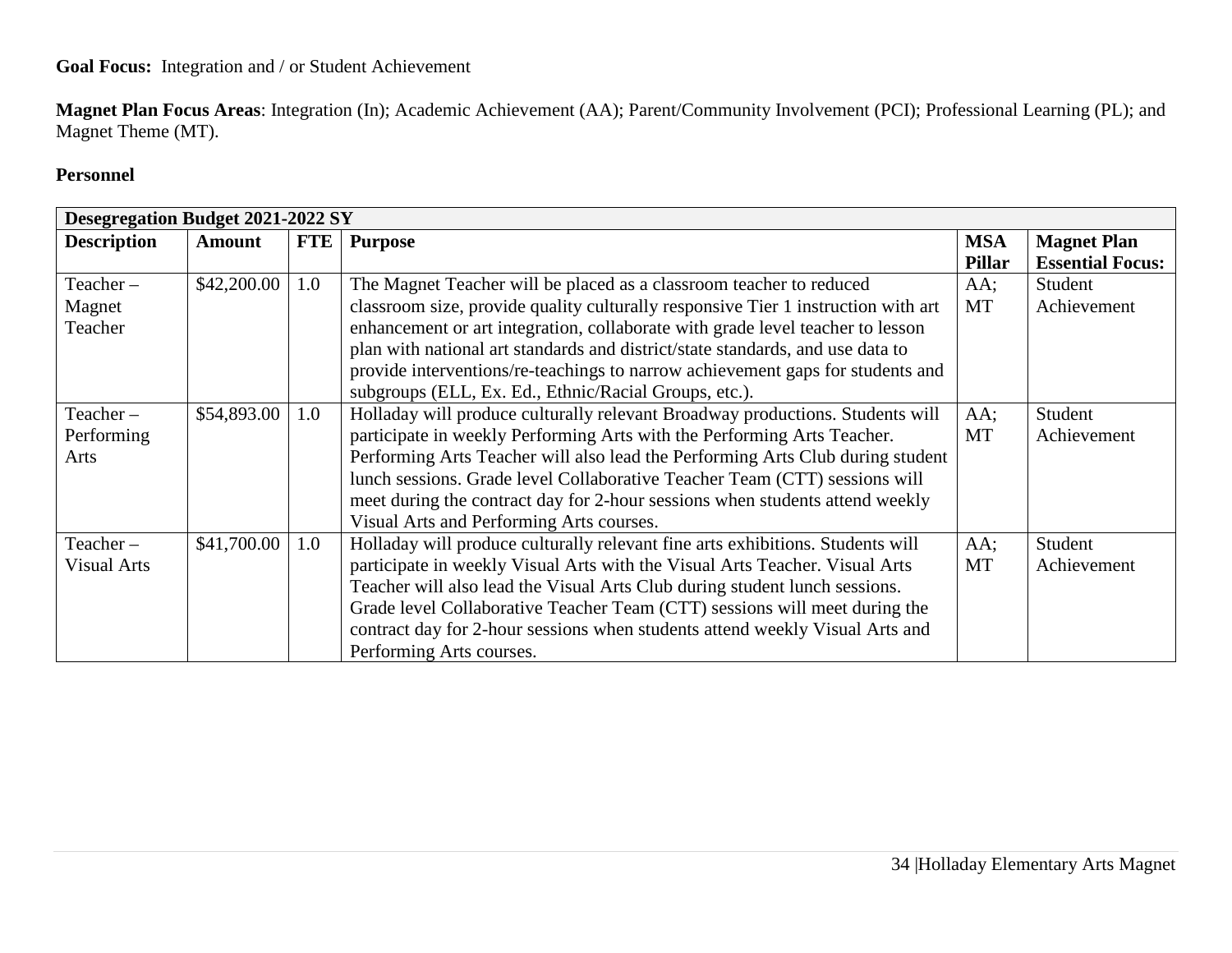**Goal Focus:** Integration and / or Student Achievement

**Magnet Plan Focus Areas**: Integration (In); Academic Achievement (AA); Parent/Community Involvement (PCI); Professional Learning (PL); and Magnet Theme (MT).

**Personnel**

| **Desegregation Budget 2021-2022 SY** | | | | | |
|---|---|---|---|---|---|
| **Description** | **Amount** | **FTE** | **Purpose** | **MSA Pillar** | **Magnet Plan Essential Focus:** |
| Teacher – Magnet Teacher | $42,200.00 | 1.0 | The Magnet Teacher will be placed as a classroom teacher to reduced classroom size, provide quality culturally responsive Tier 1 instruction with art enhancement or art integration, collaborate with grade level teacher to lesson plan with national art standards and district/state standards, and use data to provide interventions/re-teachings to narrow achievement gaps for students and subgroups (ELL, Ex. Ed., Ethnic/Racial Groups, etc.). | AA; MT | Student Achievement |
| Teacher – Performing Arts | $54,893.00 | 1.0 | Holladay will produce culturally relevant Broadway productions. Students will participate in weekly Performing Arts with the Performing Arts Teacher. Performing Arts Teacher will also lead the Performing Arts Club during student lunch sessions. Grade level Collaborative Teacher Team (CTT) sessions will meet during the contract day for 2-hour sessions when students attend weekly Visual Arts and Performing Arts courses. | AA; MT | Student Achievement |
| Teacher – Visual Arts | $41,700.00 | 1.0 | Holladay will produce culturally relevant fine arts exhibitions. Students will participate in weekly Visual Arts with the Visual Arts Teacher. Visual Arts Teacher will also lead the Visual Arts Club during student lunch sessions. Grade level Collaborative Teacher Team (CTT) sessions will meet during the contract day for 2-hour sessions when students attend weekly Visual Arts and Performing Arts courses. | AA; MT | Student Achievement |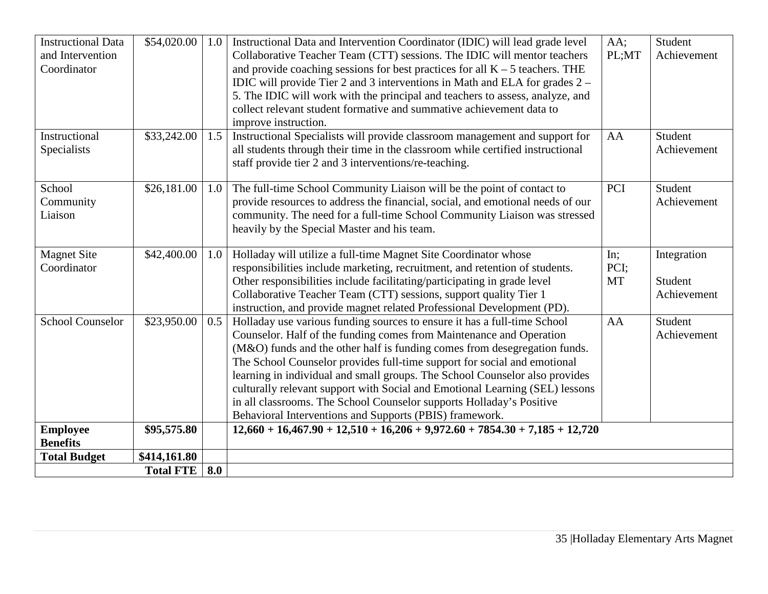| | | | | | |
|---|---|---|---|---|---|
| Instructional Data and Intervention Coordinator | $54,020.00 | 1.0 | Instructional Data and Intervention Coordinator (IDIC) will lead grade level Collaborative Teacher Team (CTT) sessions. The IDIC will mentor teachers and provide coaching sessions for best practices for all K – 5 teachers. THE IDIC will provide Tier 2 and 3 interventions in Math and ELA for grades 2 – 5. The IDIC will work with the principal and teachers to assess, analyze, and collect relevant student formative and summative achievement data to improve instruction. | AA; PL;MT | Student Achievement |
| Instructional Specialists | $33,242.00 | 1.5 | Instructional Specialists will provide classroom management and support for all students through their time in the classroom while certified instructional staff provide tier 2 and 3 interventions/re-teaching. | AA | Student Achievement |
| School Community Liaison | $26,181.00 | 1.0 | The full-time School Community Liaison will be the point of contact to provide resources to address the financial, social, and emotional needs of our community. The need for a full-time School Community Liaison was stressed heavily by the Special Master and his team. | PCI | Student Achievement |
| Magnet Site Coordinator | $42,400.00 | 1.0 | Holladay will utilize a full-time Magnet Site Coordinator whose responsibilities include marketing, recruitment, and retention of students. Other responsibilities include facilitating/participating in grade level Collaborative Teacher Team (CTT) sessions, support quality Tier 1 instruction, and provide magnet related Professional Development (PD). | In; PCI; MT | Integration<br><br>Student Achievement |
| School Counselor | $23,950.00 | 0.5 | Holladay use various funding sources to ensure it has a full-time School Counselor. Half of the funding comes from Maintenance and Operation (M&O) funds and the other half is funding comes from desegregation funds. The School Counselor provides full-time support for social and emotional learning in individual and small groups. The School Counselor also provides culturally relevant support with Social and Emotional Learning (SEL) lessons in all classrooms. The School Counselor supports Holladay's Positive Behavioral Interventions and Supports (PBIS) framework. | AA | Student Achievement |
| **Employee Benefits** | **$95,575.80** | | **12,660 + 16,467.90 + 12,510 + 16,206 + 9,972.60 + 7854.30 + 7,185 + 12,720** | | |
| **Total Budget** | **$414,161.80** | | | | |
| | **Total FTE** | **8.0** | | | |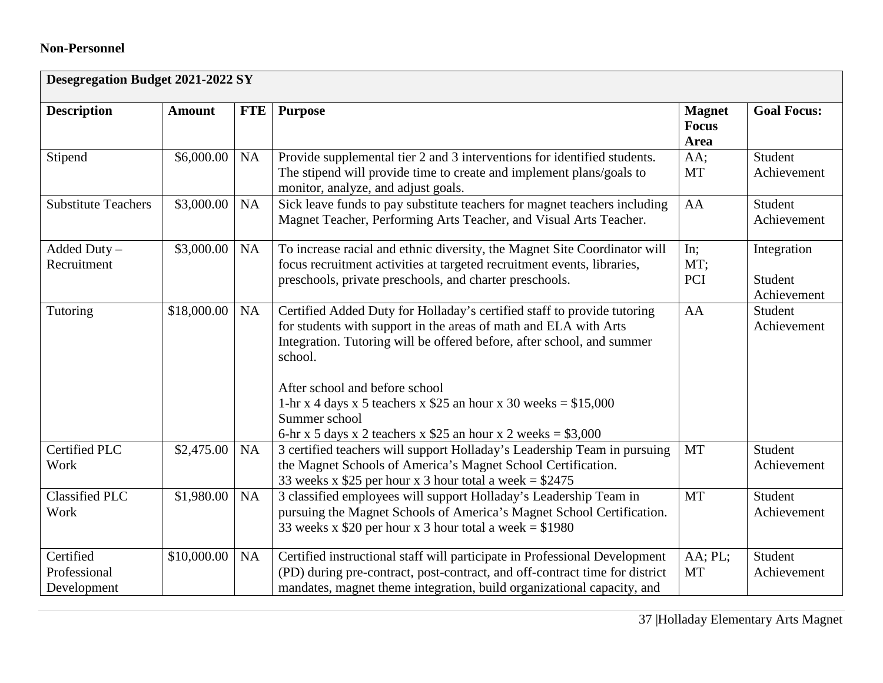**Non-Personnel**

| Desegregation Budget 2021-2022 SY | | | | | |
|---|---|---|---|---|---|
| **Description** | **Amount** | **FTE** | **Purpose** | **Magnet Focus Area** | **Goal Focus:** |
| Stipend | \$6,000.00 | NA | Provide supplemental tier 2 and 3 interventions for identified students. The stipend will provide time to create and implement plans/goals to monitor, analyze, and adjust goals. | AA; MT | Student Achievement |
| Substitute Teachers | \$3,000.00 | NA | Sick leave funds to pay substitute teachers for magnet teachers including Magnet Teacher, Performing Arts Teacher, and Visual Arts Teacher. | AA | Student Achievement |
| Added Duty – Recruitment | \$3,000.00 | NA | To increase racial and ethnic diversity, the Magnet Site Coordinator will focus recruitment activities at targeted recruitment events, libraries, preschools, private preschools, and charter preschools. | In; MT; PCI | Integration<br><br>Student Achievement |
| Tutoring | \$18,000.00 | NA | Certified Added Duty for Holladay's certified staff to provide tutoring for students with support in the areas of math and ELA with Arts Integration. Tutoring will be offered before, after school, and summer school.<br><br>After school and before school<br>1-hr x 4 days x 5 teachers x \$25 an hour x 30 weeks = \$15,000<br>Summer school<br>6-hr x 5 days x 2 teachers x \$25 an hour x 2 weeks = \$3,000 | AA | Student Achievement |
| Certified PLC Work | \$2,475.00 | NA | 3 certified teachers will support Holladay's Leadership Team in pursuing the Magnet Schools of America's Magnet School Certification.<br>33 weeks x \$25 per hour x 3 hour total a week = \$2475 | MT | Student Achievement |
| Classified PLC Work | \$1,980.00 | NA | 3 classified employees will support Holladay's Leadership Team in pursuing the Magnet Schools of America's Magnet School Certification.<br>33 weeks x \$20 per hour x 3 hour total a week = \$1980 | MT | Student Achievement |
| Certified Professional Development | \$10,000.00 | NA | Certified instructional staff will participate in Professional Development (PD) during pre-contract, post-contract, and off-contract time for district mandates, magnet theme integration, build organizational capacity, and | AA; PL; MT | Student Achievement |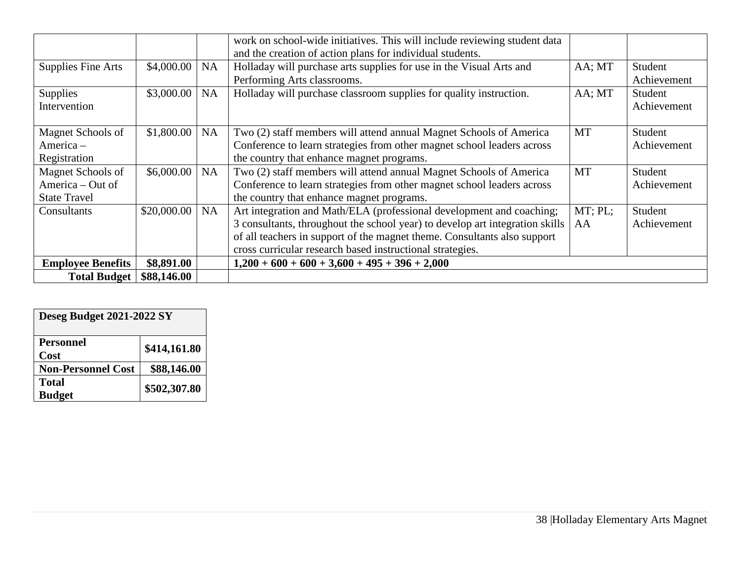| | | | | | |
|---|---|---|---|---|---|
| | | | work on school-wide initiatives. This will include reviewing student data and the creation of action plans for individual students. | | |
| Supplies Fine Arts | $4,000.00 | NA | Holladay will purchase arts supplies for use in the Visual Arts and Performing Arts classrooms. | AA; MT | Student Achievement |
| Supplies Intervention | $3,000.00 | NA | Holladay will purchase classroom supplies for quality instruction. | AA; MT | Student Achievement |
| Magnet Schools of America – Registration | $1,800.00 | NA | Two (2) staff members will attend annual Magnet Schools of America Conference to learn strategies from other magnet school leaders across the country that enhance magnet programs. | MT | Student Achievement |
| Magnet Schools of America – Out of State Travel | $6,000.00 | NA | Two (2) staff members will attend annual Magnet Schools of America Conference to learn strategies from other magnet school leaders across the country that enhance magnet programs. | MT | Student Achievement |
| Consultants | $20,000.00 | NA | Art integration and Math/ELA (professional development and coaching; 3 consultants, throughout the school year) to develop art integration skills of all teachers in support of the magnet theme. Consultants also support cross curricular research based instructional strategies. | MT; PL; AA | Student Achievement |
| **Employee Benefits** | **$8,891.00** | | **1,200 + 600 + 600 + 3,600 + 495 + 396 + 2,000** | | |
| **Total Budget** | **$88,146.00** | | | | |

| **Deseg Budget 2021-2022 SY** | |
|---|---|
| **Personnel Cost** | **$414,161.80** |
| **Non-Personnel Cost** | **$88,146.00** |
| **Total Budget** | **$502,307.80** |